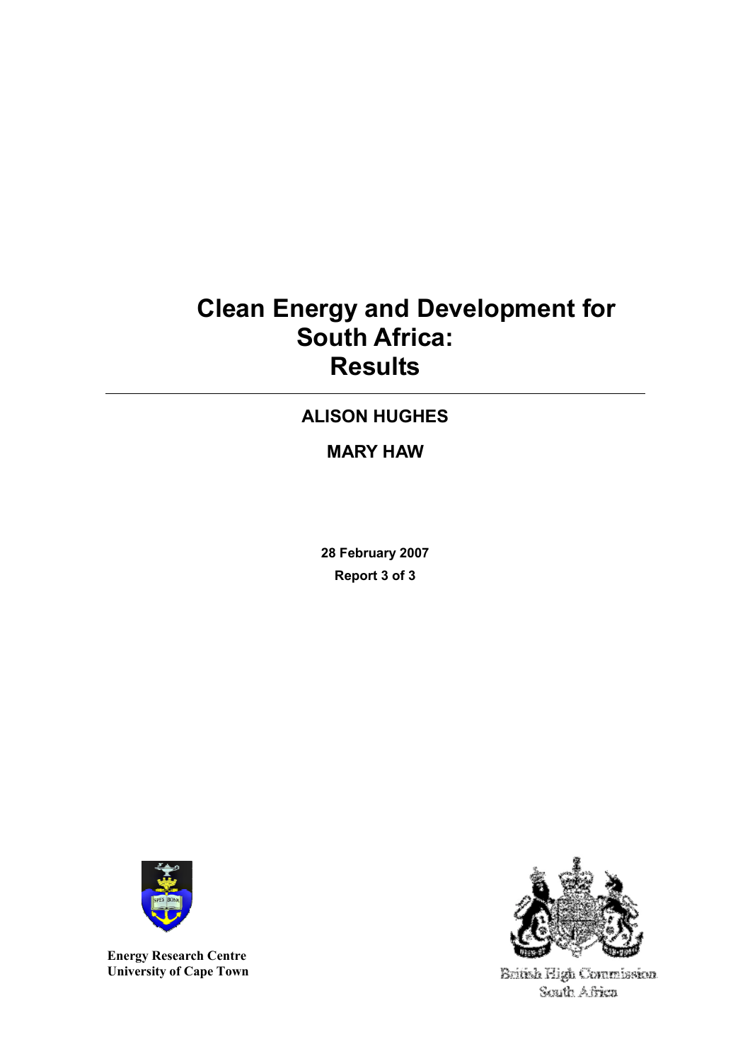# Clean Energy and Development for South Africa: Results

**ALISON HUGHES**

**MARY HAW**

**28 February 2007**

**Report 3 of 3**

**Energy Research Centre**
**University of Cape Town**

British High Commission
South Africa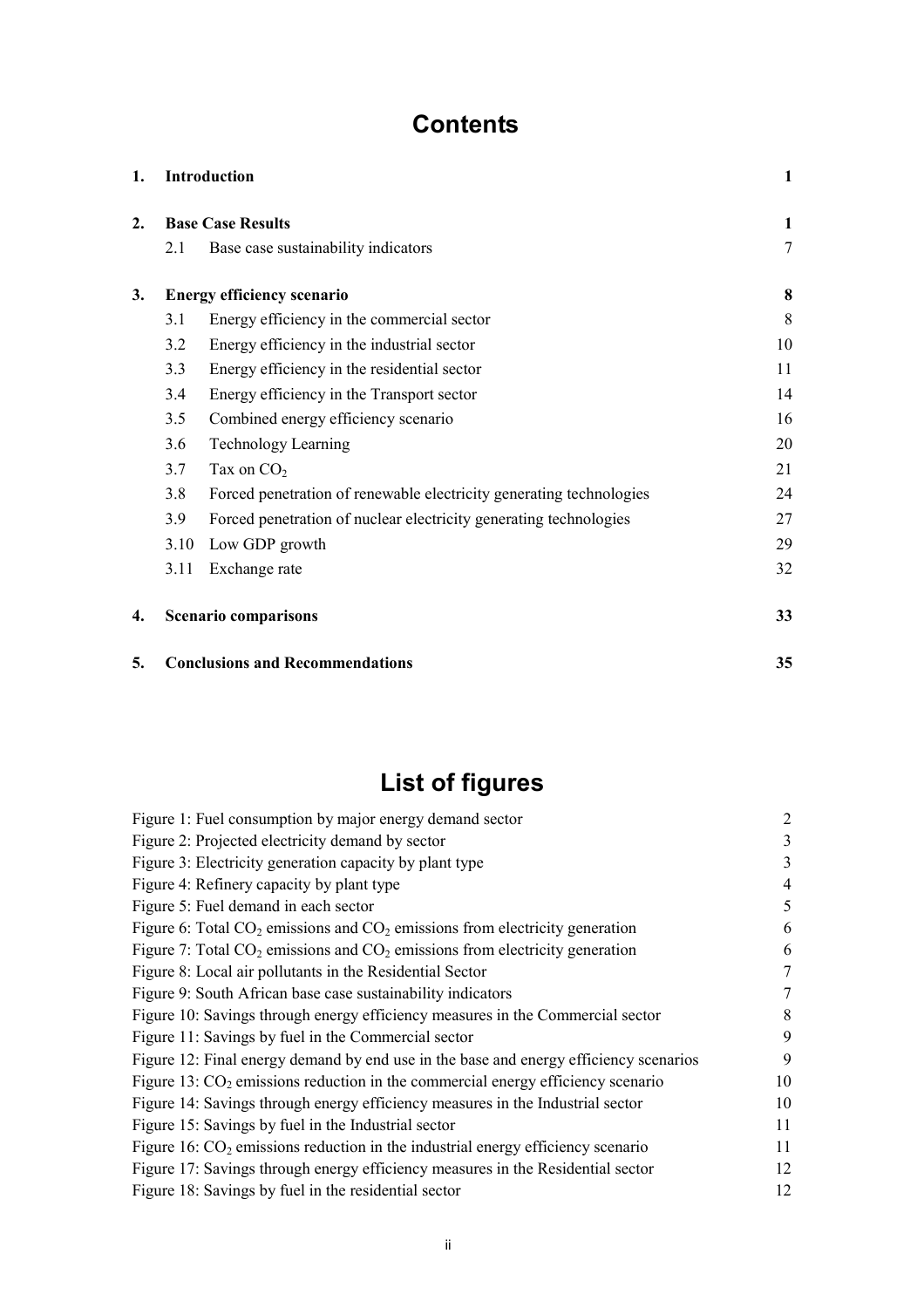# Contents

| | | |
|---|---|---|
| **1.** | **Introduction** | **1** |
| **2.** | **Base Case Results** | **1** |
| 2.1 | Base case sustainability indicators | 7 |
| **3.** | **Energy efficiency scenario** | **8** |
| 3.1 | Energy efficiency in the commercial sector | 8 |
| 3.2 | Energy efficiency in the industrial sector | 10 |
| 3.3 | Energy efficiency in the residential sector | 11 |
| 3.4 | Energy efficiency in the Transport sector | 14 |
| 3.5 | Combined energy efficiency scenario | 16 |
| 3.6 | Technology Learning | 20 |
| 3.7 | Tax on $CO_2$ | 21 |
| 3.8 | Forced penetration of renewable electricity generating technologies | 24 |
| 3.9 | Forced penetration of nuclear electricity generating technologies | 27 |
| 3.10 | Low GDP growth | 29 |
| 3.11 | Exchange rate | 32 |
| **4.** | **Scenario comparisons** | **33** |
| **5.** | **Conclusions and Recommendations** | **35** |

# List of figures

| | |
|---|---|
| Figure 1: Fuel consumption by major energy demand sector | 2 |
| Figure 2: Projected electricity demand by sector | 3 |
| Figure 3: Electricity generation capacity by plant type | 3 |
| Figure 4: Refinery capacity by plant type | 4 |
| Figure 5: Fuel demand in each sector | 5 |
| Figure 6: Total $CO_2$ emissions and $CO_2$ emissions from electricity generation | 6 |
| Figure 7: Total $CO_2$ emissions and $CO_2$ emissions from electricity generation | 6 |
| Figure 8: Local air pollutants in the Residential Sector | 7 |
| Figure 9: South African base case sustainability indicators | 7 |
| Figure 10: Savings through energy efficiency measures in the Commercial sector | 8 |
| Figure 11: Savings by fuel in the Commercial sector | 9 |
| Figure 12: Final energy demand by end use in the base and energy efficiency scenarios | 9 |
| Figure 13: $CO_2$ emissions reduction in the commercial energy efficiency scenario | 10 |
| Figure 14: Savings through energy efficiency measures in the Industrial sector | 10 |
| Figure 15: Savings by fuel in the Industrial sector | 11 |
| Figure 16: $CO_2$ emissions reduction in the industrial energy efficiency scenario | 11 |
| Figure 17: Savings through energy efficiency measures in the Residential sector | 12 |
| Figure 18: Savings by fuel in the residential sector | 12 |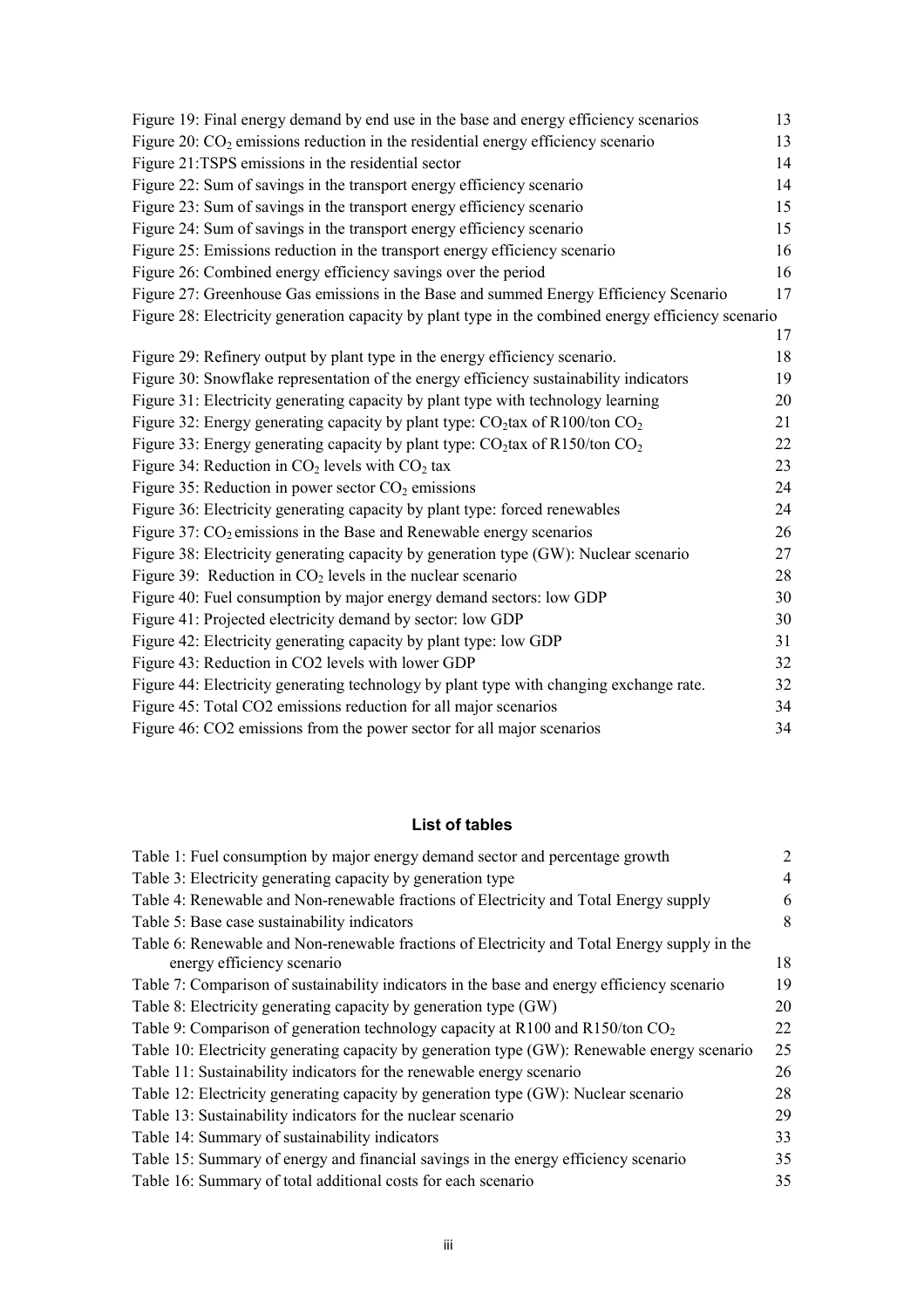Figure 19: Final energy demand by end use in the base and energy efficiency scenarios 13
Figure 20: $CO_2$ emissions reduction in the residential energy efficiency scenario 13
Figure 21:TSPS emissions in the residential sector 14
Figure 22: Sum of savings in the transport energy efficiency scenario 14
Figure 23: Sum of savings in the transport energy efficiency scenario 15
Figure 24: Sum of savings in the transport energy efficiency scenario 15
Figure 25: Emissions reduction in the transport energy efficiency scenario 16
Figure 26: Combined energy efficiency savings over the period 16
Figure 27: Greenhouse Gas emissions in the Base and summed Energy Efficiency Scenario 17
Figure 28: Electricity generation capacity by plant type in the combined energy efficiency scenario 17
Figure 29: Refinery output by plant type in the energy efficiency scenario. 18
Figure 30: Snowflake representation of the energy efficiency sustainability indicators 19
Figure 31: Electricity generating capacity by plant type with technology learning 20
Figure 32: Energy generating capacity by plant type: $CO_2$tax of R100/ton $CO_2$ 21
Figure 33: Energy generating capacity by plant type: $CO_2$tax of R150/ton $CO_2$ 22
Figure 34: Reduction in $CO_2$ levels with $CO_2$ tax 23
Figure 35: Reduction in power sector $CO_2$ emissions 24
Figure 36: Electricity generating capacity by plant type: forced renewables 24
Figure 37: $CO_2$ emissions in the Base and Renewable energy scenarios 26
Figure 38: Electricity generating capacity by generation type (GW): Nuclear scenario 27
Figure 39: Reduction in $CO_2$ levels in the nuclear scenario 28
Figure 40: Fuel consumption by major energy demand sectors: low GDP 30
Figure 41: Projected electricity demand by sector: low GDP 30
Figure 42: Electricity generating capacity by plant type: low GDP 31
Figure 43: Reduction in CO2 levels with lower GDP 32
Figure 44: Electricity generating technology by plant type with changing exchange rate. 32
Figure 45: Total CO2 emissions reduction for all major scenarios 34
Figure 46: CO2 emissions from the power sector for all major scenarios 34

## List of tables

Table 1: Fuel consumption by major energy demand sector and percentage growth 2
Table 3: Electricity generating capacity by generation type 4
Table 4: Renewable and Non-renewable fractions of Electricity and Total Energy supply 6
Table 5: Base case sustainability indicators 8
Table 6: Renewable and Non-renewable fractions of Electricity and Total Energy supply in the energy efficiency scenario 18
Table 7: Comparison of sustainability indicators in the base and energy efficiency scenario 19
Table 8: Electricity generating capacity by generation type (GW) 20
Table 9: Comparison of generation technology capacity at R100 and R150/ton $CO_2$ 22
Table 10: Electricity generating capacity by generation type (GW): Renewable energy scenario 25
Table 11: Sustainability indicators for the renewable energy scenario 26
Table 12: Electricity generating capacity by generation type (GW): Nuclear scenario 28
Table 13: Sustainability indicators for the nuclear scenario 29
Table 14: Summary of sustainability indicators 33
Table 15: Summary of energy and financial savings in the energy efficiency scenario 35
Table 16: Summary of total additional costs for each scenario 35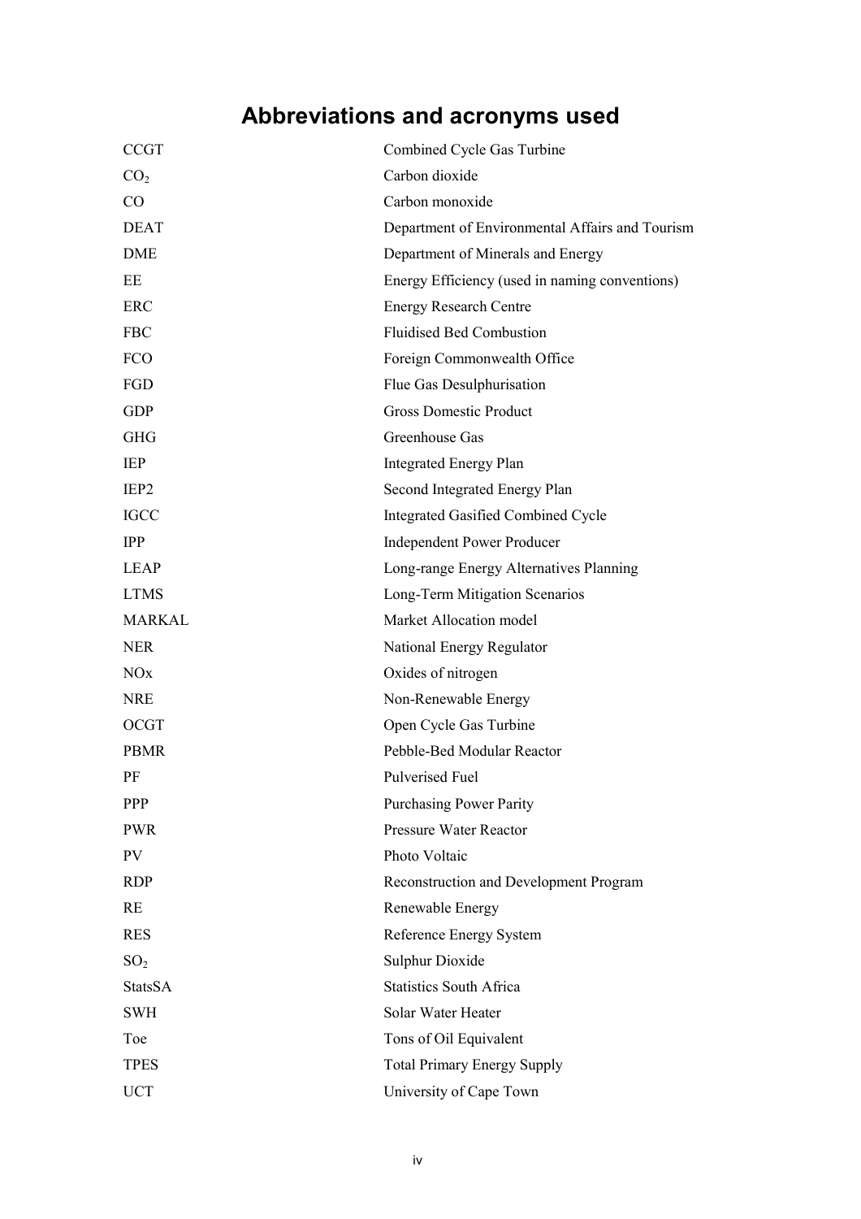# Abbreviations and acronyms used

| | |
|---|---|
| CCGT | Combined Cycle Gas Turbine |
| $CO_2$ | Carbon dioxide |
| CO | Carbon monoxide |
| DEAT | Department of Environmental Affairs and Tourism |
| DME | Department of Minerals and Energy |
| EE | Energy Efficiency (used in naming conventions) |
| ERC | Energy Research Centre |
| FBC | Fluidised Bed Combustion |
| FCO | Foreign Commonwealth Office |
| FGD | Flue Gas Desulphurisation |
| GDP | Gross Domestic Product |
| GHG | Greenhouse Gas |
| IEP | Integrated Energy Plan |
| IEP2 | Second Integrated Energy Plan |
| IGCC | Integrated Gasified Combined Cycle |
| IPP | Independent Power Producer |
| LEAP | Long-range Energy Alternatives Planning |
| LTMS | Long-Term Mitigation Scenarios |
| MARKAL | Market Allocation model |
| NER | National Energy Regulator |
| NOx | Oxides of nitrogen |
| NRE | Non-Renewable Energy |
| OCGT | Open Cycle Gas Turbine |
| PBMR | Pebble-Bed Modular Reactor |
| PF | Pulverised Fuel |
| PPP | Purchasing Power Parity |
| PWR | Pressure Water Reactor |
| PV | Photo Voltaic |
| RDP | Reconstruction and Development Program |
| RE | Renewable Energy |
| RES | Reference Energy System |
| $SO_2$ | Sulphur Dioxide |
| StatsSA | Statistics South Africa |
| SWH | Solar Water Heater |
| Toe | Tons of Oil Equivalent |
| TPES | Total Primary Energy Supply |
| UCT | University of Cape Town |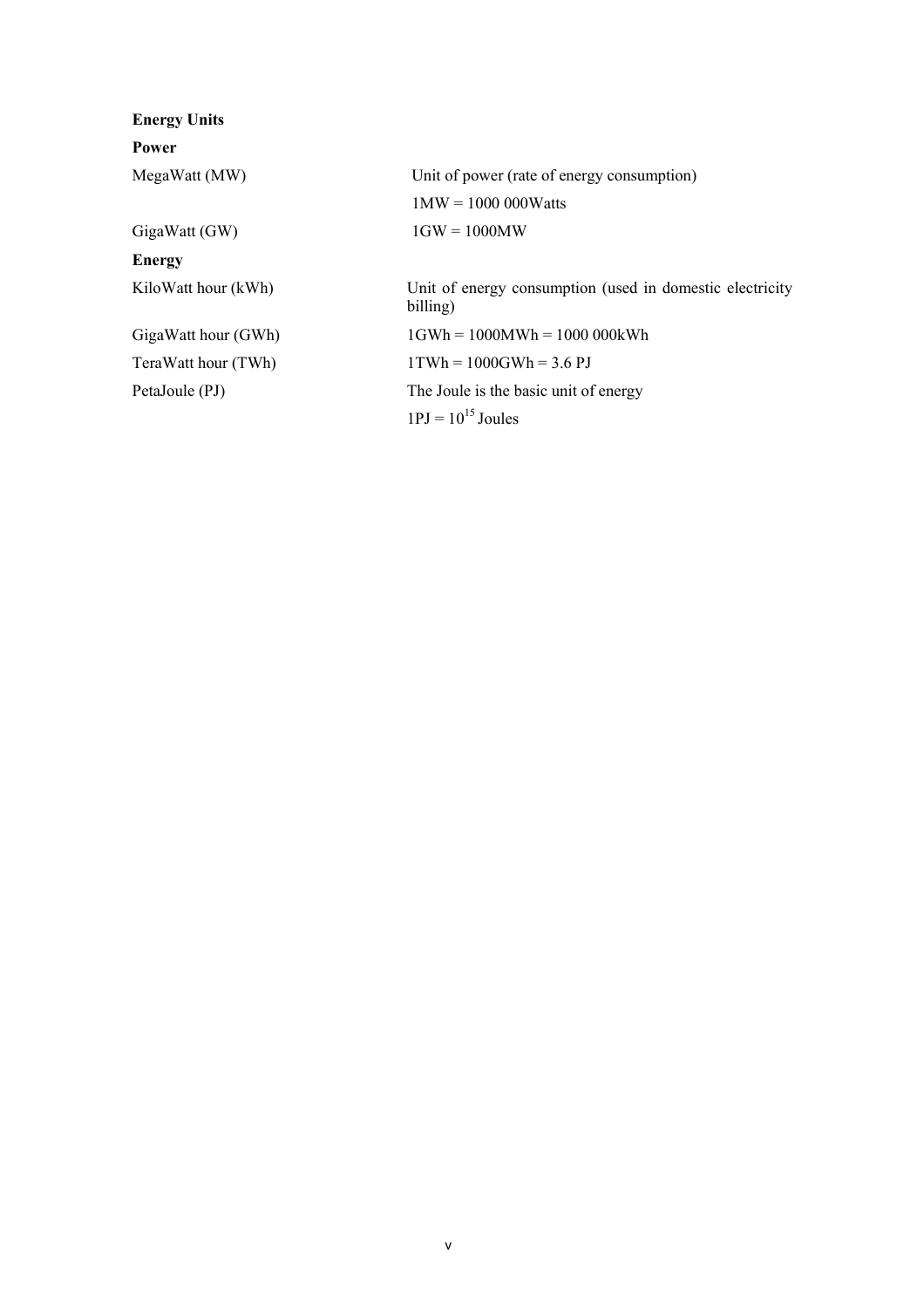**Energy Units**

**Power**

| | |
|---|---|
| MegaWatt (MW) | Unit of power (rate of energy consumption) |
| | 1MW = 1000 000Watts |
| GigaWatt (GW) | 1GW = 1000MW |

**Energy**

| | |
|---|---|
| KiloWatt hour (kWh) | Unit of energy consumption (used in domestic electricity billing) |
| GigaWatt hour (GWh) | 1GWh = 1000MWh = 1000 000kWh |
| TeraWatt hour (TWh) | 1TWh = 1000GWh = 3.6 PJ |
| PetaJoule (PJ) | The Joule is the basic unit of energy |
| | 1PJ = $10^{15}$ Joules |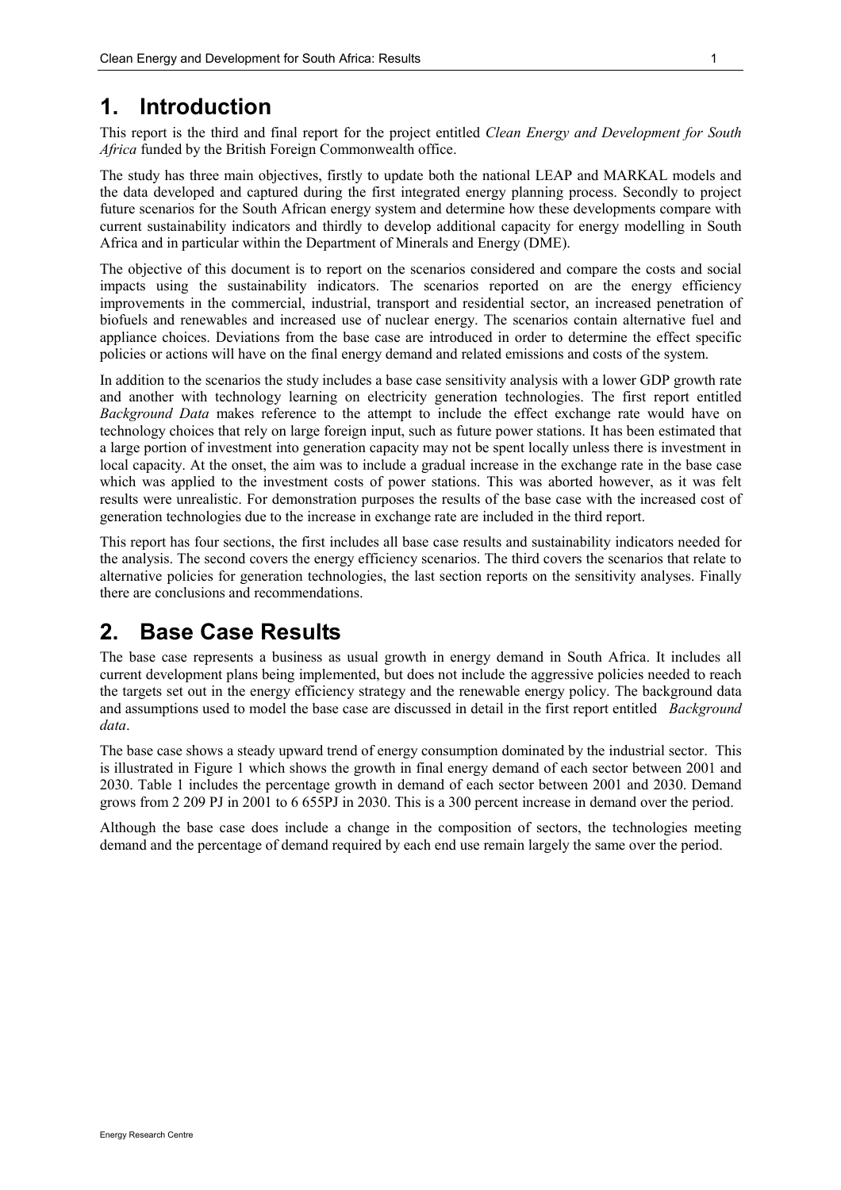# 1. Introduction

This report is the third and final report for the project entitled *Clean Energy and Development for South Africa* funded by the British Foreign Commonwealth office.

The study has three main objectives, firstly to update both the national LEAP and MARKAL models and the data developed and captured during the first integrated energy planning process. Secondly to project future scenarios for the South African energy system and determine how these developments compare with current sustainability indicators and thirdly to develop additional capacity for energy modelling in South Africa and in particular within the Department of Minerals and Energy (DME).

The objective of this document is to report on the scenarios considered and compare the costs and social impacts using the sustainability indicators. The scenarios reported on are the energy efficiency improvements in the commercial, industrial, transport and residential sector, an increased penetration of biofuels and renewables and increased use of nuclear energy. The scenarios contain alternative fuel and appliance choices. Deviations from the base case are introduced in order to determine the effect specific policies or actions will have on the final energy demand and related emissions and costs of the system.

In addition to the scenarios the study includes a base case sensitivity analysis with a lower GDP growth rate and another with technology learning on electricity generation technologies. The first report entitled *Background Data* makes reference to the attempt to include the effect exchange rate would have on technology choices that rely on large foreign input, such as future power stations. It has been estimated that a large portion of investment into generation capacity may not be spent locally unless there is investment in local capacity. At the onset, the aim was to include a gradual increase in the exchange rate in the base case which was applied to the investment costs of power stations. This was aborted however, as it was felt results were unrealistic. For demonstration purposes the results of the base case with the increased cost of generation technologies due to the increase in exchange rate are included in the third report.

This report has four sections, the first includes all base case results and sustainability indicators needed for the analysis. The second covers the energy efficiency scenarios. The third covers the scenarios that relate to alternative policies for generation technologies, the last section reports on the sensitivity analyses. Finally there are conclusions and recommendations.

# 2. Base Case Results

The base case represents a business as usual growth in energy demand in South Africa. It includes all current development plans being implemented, but does not include the aggressive policies needed to reach the targets set out in the energy efficiency strategy and the renewable energy policy. The background data and assumptions used to model the base case are discussed in detail in the first report entitled *Background data*.

The base case shows a steady upward trend of energy consumption dominated by the industrial sector. This is illustrated in Figure 1 which shows the growth in final energy demand of each sector between 2001 and 2030. Table 1 includes the percentage growth in demand of each sector between 2001 and 2030. Demand grows from 2 209 PJ in 2001 to 6 655PJ in 2030. This is a 300 percent increase in demand over the period.

Although the base case does include a change in the composition of sectors, the technologies meeting demand and the percentage of demand required by each end use remain largely the same over the period.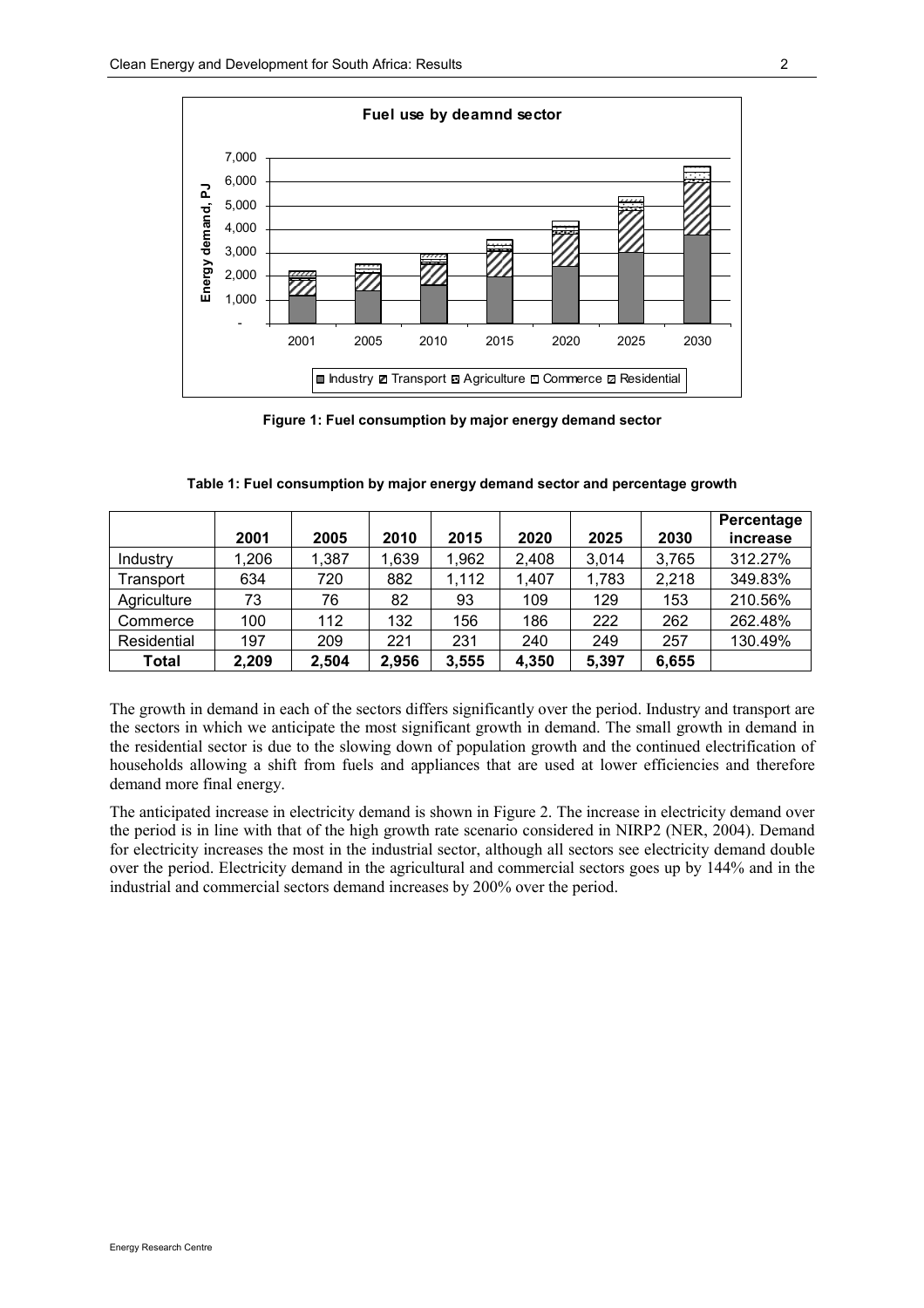Figure 1: Fuel consumption by major energy demand sector

**Table 1: Fuel consumption by major energy demand sector and percentage growth**

| | 2001 | 2005 | 2010 | 2015 | 2020 | 2025 | 2030 | Percentage increase |
|---|---|---|---|---|---|---|---|---|
| Industry | 1,206 | 1,387 | 1,639 | 1,962 | 2,408 | 3,014 | 3,765 | 312.27% |
| Transport | 634 | 720 | 882 | 1,112 | 1,407 | 1,783 | 2,218 | 349.83% |
| Agriculture | 73 | 76 | 82 | 93 | 109 | 129 | 153 | 210.56% |
| Commerce | 100 | 112 | 132 | 156 | 186 | 222 | 262 | 262.48% |
| Residential | 197 | 209 | 221 | 231 | 240 | 249 | 257 | 130.49% |
| **Total** | **2,209** | **2,504** | **2,956** | **3,555** | **4,350** | **5,397** | **6,655** | |

The growth in demand in each of the sectors differs significantly over the period. Industry and transport are the sectors in which we anticipate the most significant growth in demand. The small growth in demand in the residential sector is due to the slowing down of population growth and the continued electrification of households allowing a shift from fuels and appliances that are used at lower efficiencies and therefore demand more final energy.

The anticipated increase in electricity demand is shown in Figure 2. The increase in electricity demand over the period is in line with that of the high growth rate scenario considered in NIRP2 (NER, 2004). Demand for electricity increases the most in the industrial sector, although all sectors see electricity demand double over the period. Electricity demand in the agricultural and commercial sectors goes up by 144% and in the industrial and commercial sectors demand increases by 200% over the period.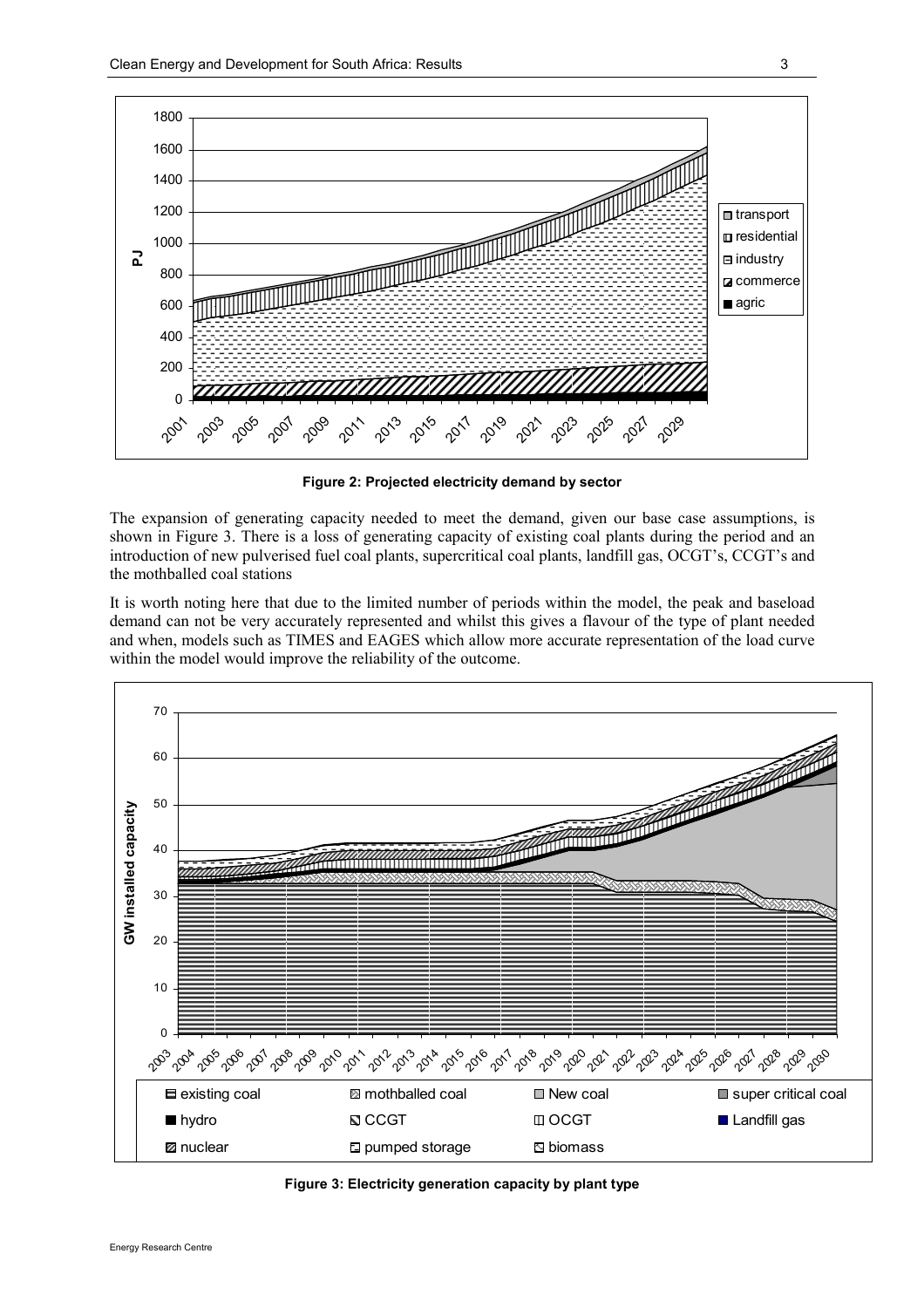**Figure 2: Projected electricity demand by sector**

The expansion of generating capacity needed to meet the demand, given our base case assumptions, is shown in Figure 3. There is a loss of generating capacity of existing coal plants during the period and an introduction of new pulverised fuel coal plants, supercritical coal plants, landfill gas, OCGT's, CCGT's and the mothballed coal stations

It is worth noting here that due to the limited number of periods within the model, the peak and baseload demand can not be very accurately represented and whilst this gives a flavour of the type of plant needed and when, models such as TIMES and EAGES which allow more accurate representation of the load curve within the model would improve the reliability of the outcome.

**Figure 3: Electricity generation capacity by plant type**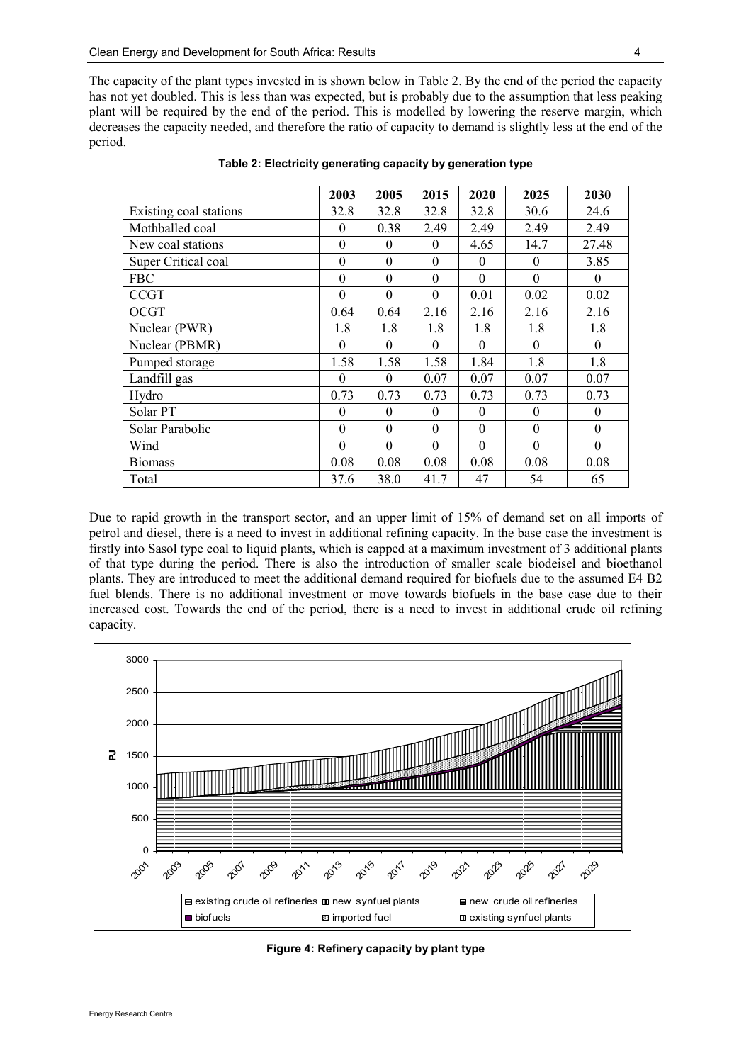The capacity of the plant types invested in is shown below in Table 2. By the end of the period the capacity has not yet doubled. This is less than was expected, but is probably due to the assumption that less peaking plant will be required by the end of the period. This is modelled by lowering the reserve margin, which decreases the capacity needed, and therefore the ratio of capacity to demand is slightly less at the end of the period.

**Table 2: Electricity generating capacity by generation type**

| | 2003 | 2005 | 2015 | 2020 | 2025 | 2030 |
|---|---|---|---|---|---|---|
| Existing coal stations | 32.8 | 32.8 | 32.8 | 32.8 | 30.6 | 24.6 |
| Mothballed coal | 0 | 0.38 | 2.49 | 2.49 | 2.49 | 2.49 |
| New coal stations | 0 | 0 | 0 | 4.65 | 14.7 | 27.48 |
| Super Critical coal | 0 | 0 | 0 | 0 | 0 | 3.85 |
| FBC | 0 | 0 | 0 | 0 | 0 | 0 |
| CCGT | 0 | 0 | 0 | 0.01 | 0.02 | 0.02 |
| OCGT | 0.64 | 0.64 | 2.16 | 2.16 | 2.16 | 2.16 |
| Nuclear (PWR) | 1.8 | 1.8 | 1.8 | 1.8 | 1.8 | 1.8 |
| Nuclear (PBMR) | 0 | 0 | 0 | 0 | 0 | 0 |
| Pumped storage | 1.58 | 1.58 | 1.58 | 1.84 | 1.8 | 1.8 |
| Landfill gas | 0 | 0 | 0.07 | 0.07 | 0.07 | 0.07 |
| Hydro | 0.73 | 0.73 | 0.73 | 0.73 | 0.73 | 0.73 |
| Solar PT | 0 | 0 | 0 | 0 | 0 | 0 |
| Solar Parabolic | 0 | 0 | 0 | 0 | 0 | 0 |
| Wind | 0 | 0 | 0 | 0 | 0 | 0 |
| Biomass | 0.08 | 0.08 | 0.08 | 0.08 | 0.08 | 0.08 |
| Total | 37.6 | 38.0 | 41.7 | 47 | 54 | 65 |

Due to rapid growth in the transport sector, and an upper limit of 15% of demand set on all imports of petrol and diesel, there is a need to invest in additional refining capacity. In the base case the investment is firstly into Sasol type coal to liquid plants, which is capped at a maximum investment of 3 additional plants of that type during the period. There is also the introduction of smaller scale biodeisel and bioethanol plants. They are introduced to meet the additional demand required for biofuels due to the assumed E4 B2 fuel blends. There is no additional investment or move towards biofuels in the base case due to their increased cost. Towards the end of the period, there is a need to invest in additional crude oil refining capacity.

**Figure 4: Refinery capacity by plant type**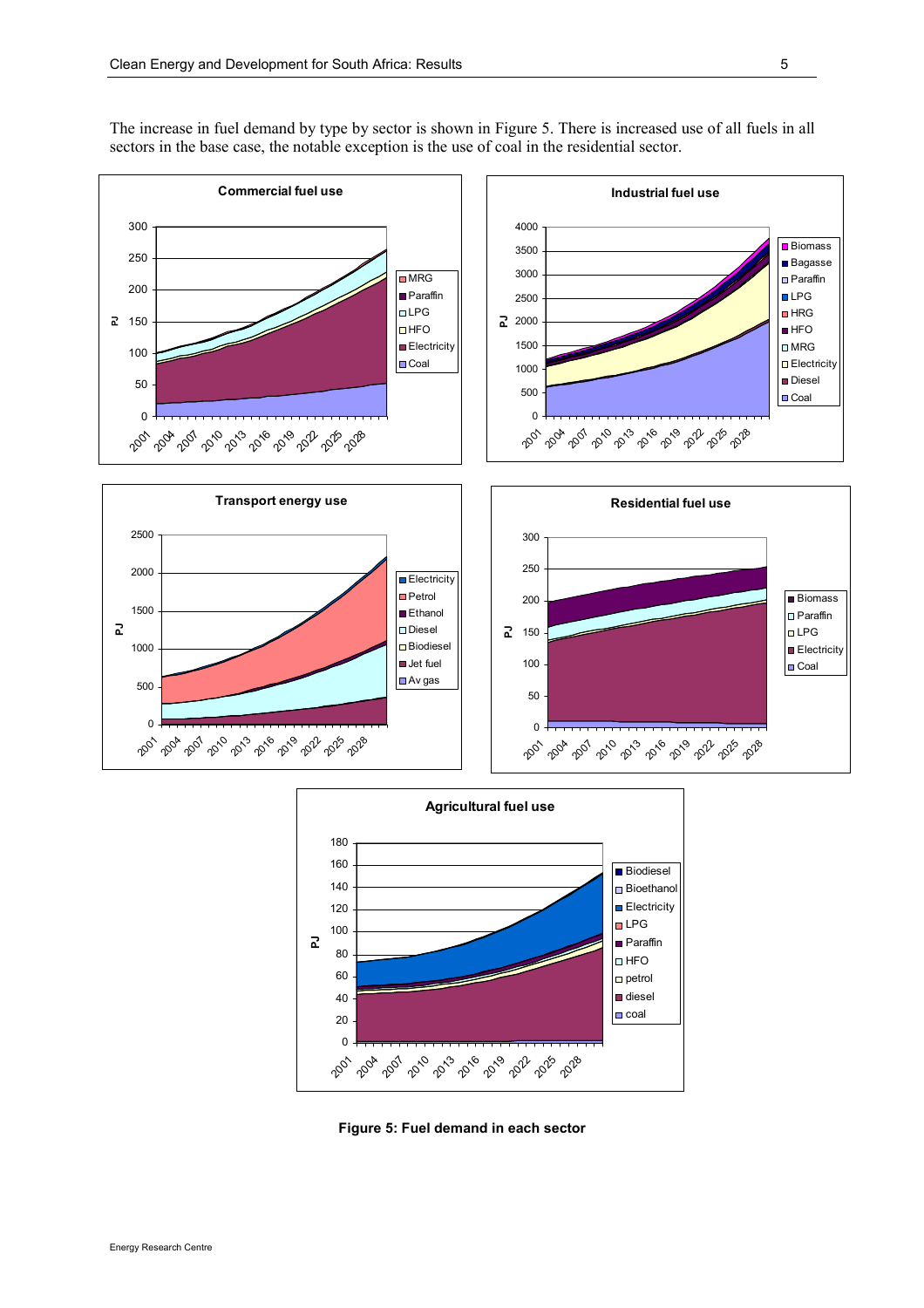The increase in fuel demand by type by sector is shown in Figure 5. There is increased use of all fuels in all sectors in the base case, the notable exception is the use of coal in the residential sector.

**Figure 5: Fuel demand in each sector**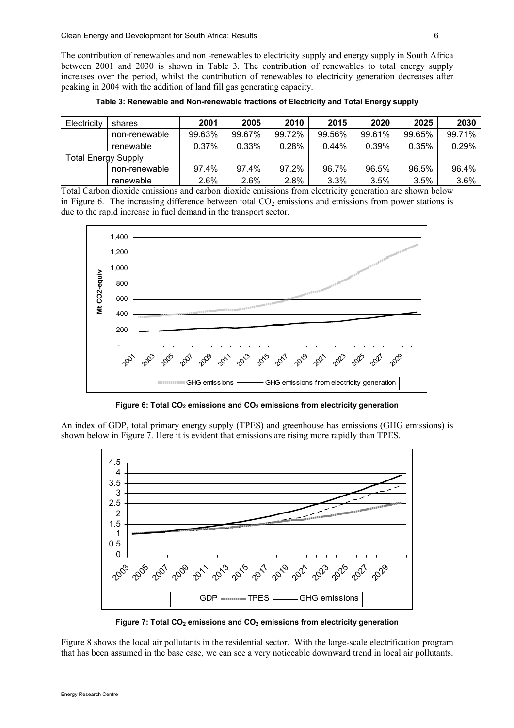The contribution of renewables and non -renewables to electricity supply and energy supply in South Africa between 2001 and 2030 is shown in Table 3. The contribution of renewables to total energy supply increases over the period, whilst the contribution of renewables to electricity generation decreases after peaking in 2004 with the addition of land fill gas generating capacity.

**Table 3: Renewable and Non-renewable fractions of Electricity and Total Energy supply**

| Electricity | shares | 2001 | 2005 | 2010 | 2015 | 2020 | 2025 | 2030 |
|---|---|---|---|---|---|---|---|---|
| | non-renewable | 99.63% | 99.67% | 99.72% | 99.56% | 99.61% | 99.65% | 99.71% |
| | renewable | 0.37% | 0.33% | 0.28% | 0.44% | 0.39% | 0.35% | 0.29% |
| Total Energy Supply | | | | | | | | |
| | non-renewable | 97.4% | 97.4% | 97.2% | 96.7% | 96.5% | 96.5% | 96.4% |
| | renewable | 2.6% | 2.6% | 2.8% | 3.3% | 3.5% | 3.5% | 3.6% |

Total Carbon dioxide emissions and carbon dioxide emissions from electricity generation are shown below in Figure 6. The increasing difference between total $CO_2$ emissions and emissions from power stations is due to the rapid increase in fuel demand in the transport sector.

**Figure 6: Total $CO_2$ emissions and $CO_2$ emissions from electricity generation**

An index of GDP, total primary energy supply (TPES) and greenhouse has emissions (GHG emissions) is shown below in Figure 7. Here it is evident that emissions are rising more rapidly than TPES.

**Figure 7: Total $CO_2$ emissions and $CO_2$ emissions from electricity generation**

Figure 8 shows the local air pollutants in the residential sector. With the large-scale electrification program that has been assumed in the base case, we can see a very noticeable downward trend in local air pollutants.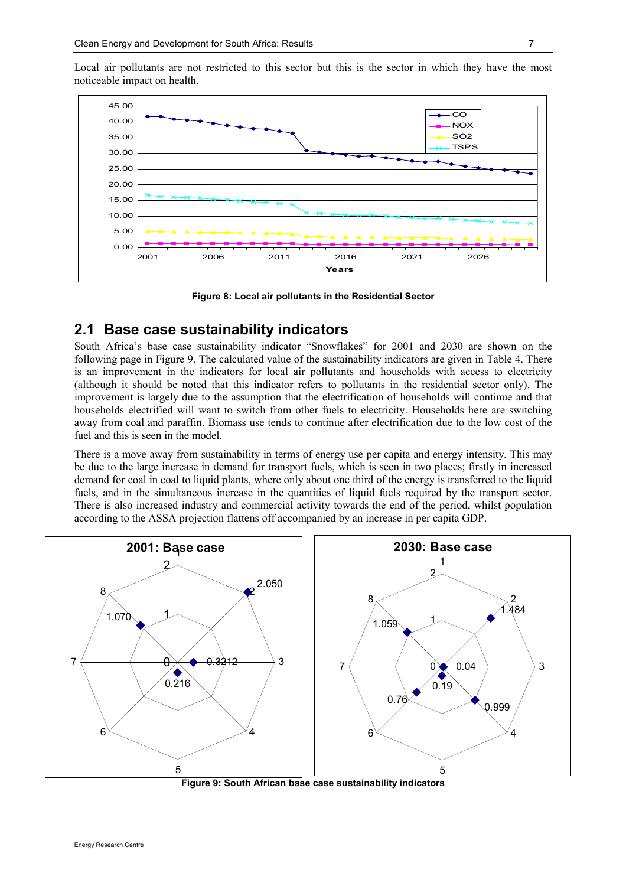Local air pollutants are not restricted to this sector but this is the sector in which they have the most noticeable impact on health.

**Figure 8: Local air pollutants in the Residential Sector**

## 2.1 Base case sustainability indicators

South Africa's base case sustainability indicator "Snowflakes" for 2001 and 2030 are shown on the following page in Figure 9. The calculated value of the sustainability indicators are given in Table 4. There is an improvement in the indicators for local air pollutants and households with access to electricity (although it should be noted that this indicator refers to pollutants in the residential sector only). The improvement is largely due to the assumption that the electrification of households will continue and that households electrified will want to switch from other fuels to electricity. Households here are switching away from coal and paraffin. Biomass use tends to continue after electrification due to the low cost of the fuel and this is seen in the model.

There is a move away from sustainability in terms of energy use per capita and energy intensity. This may be due to the large increase in demand for transport fuels, which is seen in two places; firstly in increased demand for coal in coal to liquid plants, where only about one third of the energy is transferred to the liquid fuels, and in the simultaneous increase in the quantities of liquid fuels required by the transport sector. There is also increased industry and commercial activity towards the end of the period, whilst population according to the ASSA projection flattens off accompanied by an increase in per capita GDP.

**Figure 9: South African base case sustainability indicators**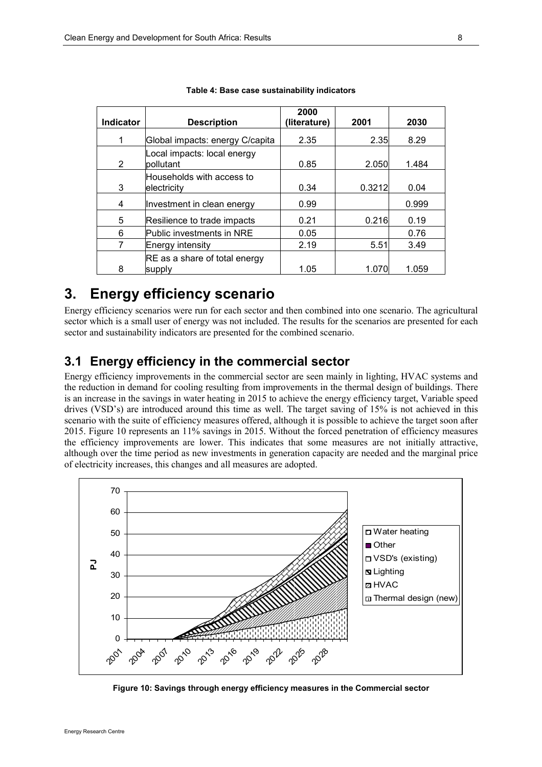**Table 4: Base case sustainability indicators**

| Indicator | Description | 2000 (literature) | 2001 | 2030 |
|---|---|---|---|---|
| 1 | Global impacts: energy C/capita | 2.35 | 2.35 | 8.29 |
| 2 | Local impacts: local energy pollutant | 0.85 | 2.050 | 1.484 |
| 3 | Households with access to electricity | 0.34 | 0.3212 | 0.04 |
| 4 | Investment in clean energy | 0.99 | | 0.999 |
| 5 | Resilience to trade impacts | 0.21 | 0.216 | 0.19 |
| 6 | Public investments in NRE | 0.05 | | 0.76 |
| 7 | Energy intensity | 2.19 | 5.51 | 3.49 |
| 8 | RE as a share of total energy supply | 1.05 | 1.070 | 1.059 |

# 3. Energy efficiency scenario

Energy efficiency scenarios were run for each sector and then combined into one scenario. The agricultural sector which is a small user of energy was not included. The results for the scenarios are presented for each sector and sustainability indicators are presented for the combined scenario.

## 3.1 Energy efficiency in the commercial sector

Energy efficiency improvements in the commercial sector are seen mainly in lighting, HVAC systems and the reduction in demand for cooling resulting from improvements in the thermal design of buildings. There is an increase in the savings in water heating in 2015 to achieve the energy efficiency target, Variable speed drives (VSD's) are introduced around this time as well. The target saving of 15% is not achieved in this scenario with the suite of efficiency measures offered, although it is possible to achieve the target soon after 2015. Figure 10 represents an 11% savings in 2015. Without the forced penetration of efficiency measures the efficiency improvements are lower. This indicates that some measures are not initially attractive, although over the time period as new investments in generation capacity are needed and the marginal price of electricity increases, this changes and all measures are adopted.

**Figure 10: Savings through energy efficiency measures in the Commercial sector**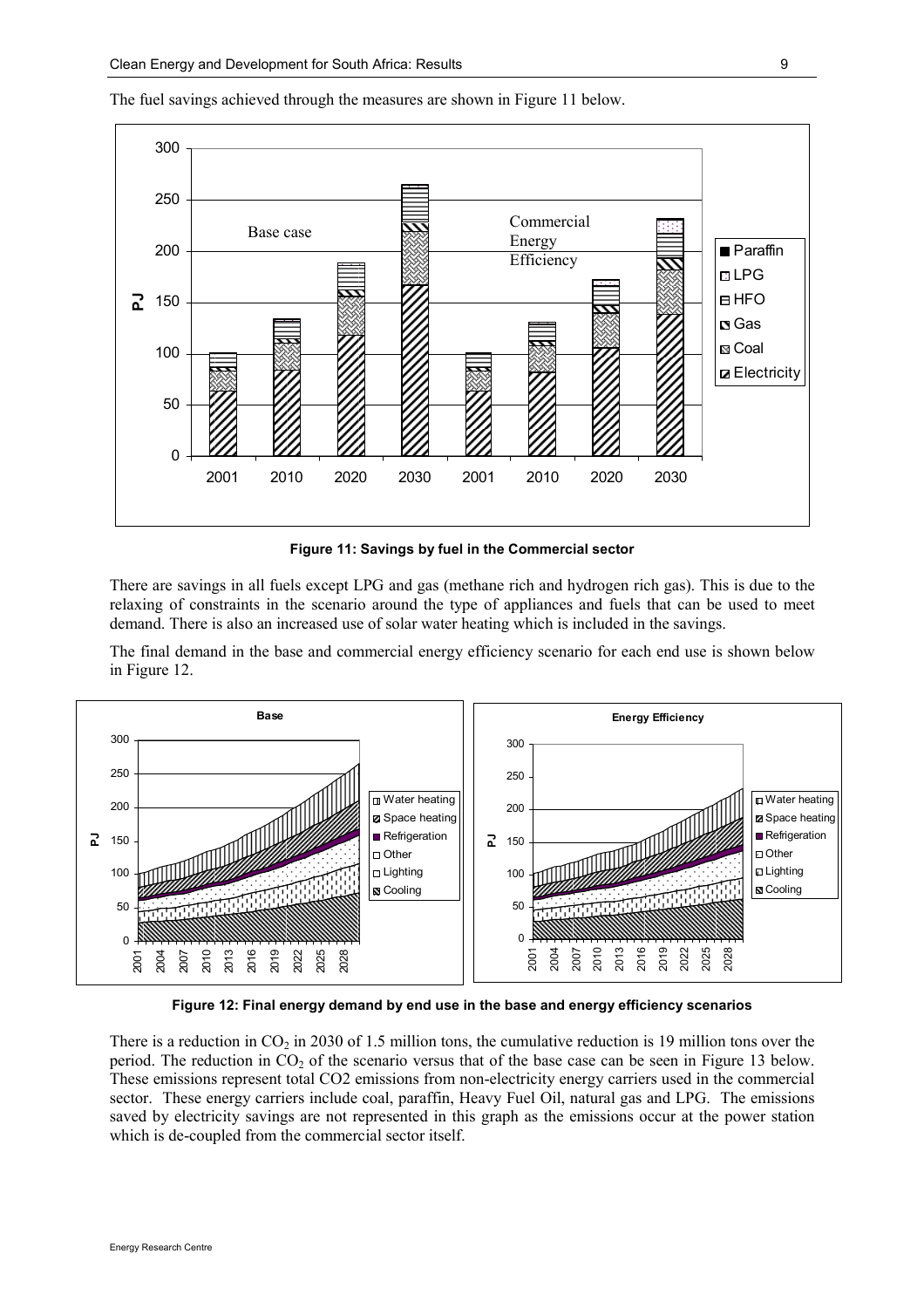The fuel savings achieved through the measures are shown in Figure 11 below.

**Figure 11: Savings by fuel in the Commercial sector**

There are savings in all fuels except LPG and gas (methane rich and hydrogen rich gas). This is due to the relaxing of constraints in the scenario around the type of appliances and fuels that can be used to meet demand. There is also an increased use of solar water heating which is included in the savings.

The final demand in the base and commercial energy efficiency scenario for each end use is shown below in Figure 12.

**Figure 12: Final energy demand by end use in the base and energy efficiency scenarios**

There is a reduction in $CO_2$ in 2030 of 1.5 million tons, the cumulative reduction is 19 million tons over the period. The reduction in $CO_2$ of the scenario versus that of the base case can be seen in Figure 13 below. These emissions represent total CO2 emissions from non-electricity energy carriers used in the commercial sector. These energy carriers include coal, paraffin, Heavy Fuel Oil, natural gas and LPG. The emissions saved by electricity savings are not represented in this graph as the emissions occur at the power station which is de-coupled from the commercial sector itself.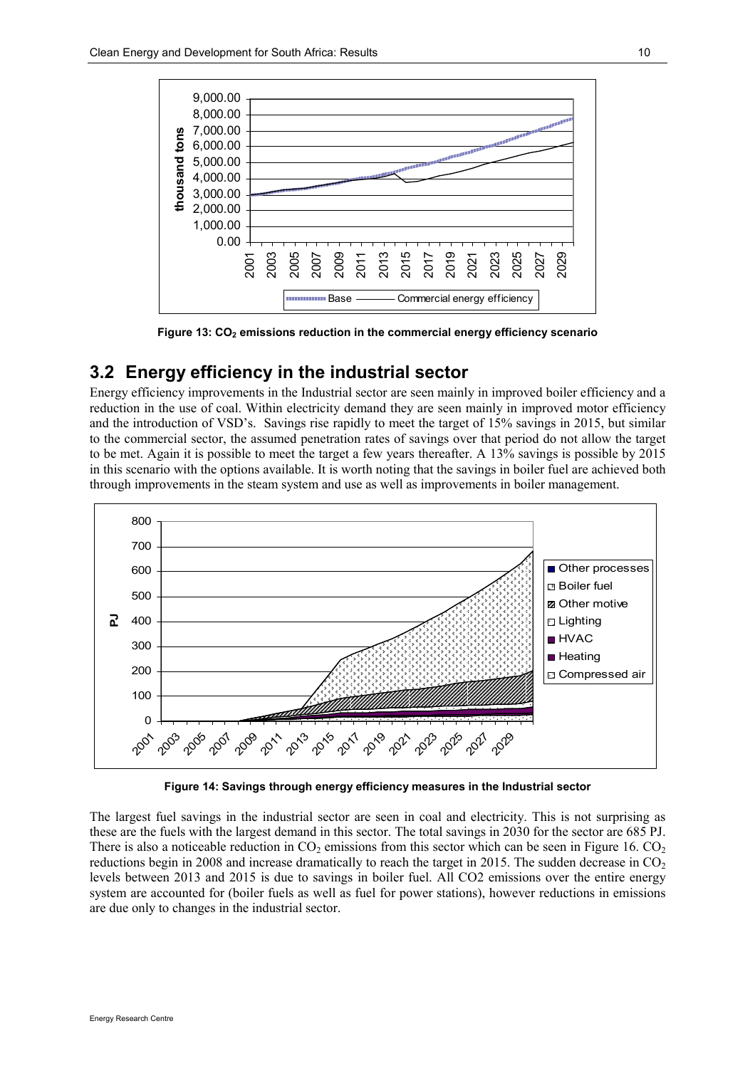Figure 13: $CO_2$ emissions reduction in the commercial energy efficiency scenario

## 3.2 Energy efficiency in the industrial sector

Energy efficiency improvements in the Industrial sector are seen mainly in improved boiler efficiency and a reduction in the use of coal. Within electricity demand they are seen mainly in improved motor efficiency and the introduction of VSD's. Savings rise rapidly to meet the target of 15% savings in 2015, but similar to the commercial sector, the assumed penetration rates of savings over that period do not allow the target to be met. Again it is possible to meet the target a few years thereafter. A 13% savings is possible by 2015 in this scenario with the options available. It is worth noting that the savings in boiler fuel are achieved both through improvements in the steam system and use as well as improvements in boiler management.

Figure 14: Savings through energy efficiency measures in the Industrial sector

The largest fuel savings in the industrial sector are seen in coal and electricity. This is not surprising as these are the fuels with the largest demand in this sector. The total savings in 2030 for the sector are 685 PJ. There is also a noticeable reduction in $CO_2$ emissions from this sector which can be seen in Figure 16. $CO_2$ reductions begin in 2008 and increase dramatically to reach the target in 2015. The sudden decrease in $CO_2$ levels between 2013 and 2015 is due to savings in boiler fuel. All CO2 emissions over the entire energy system are accounted for (boiler fuels as well as fuel for power stations), however reductions in emissions are due only to changes in the industrial sector.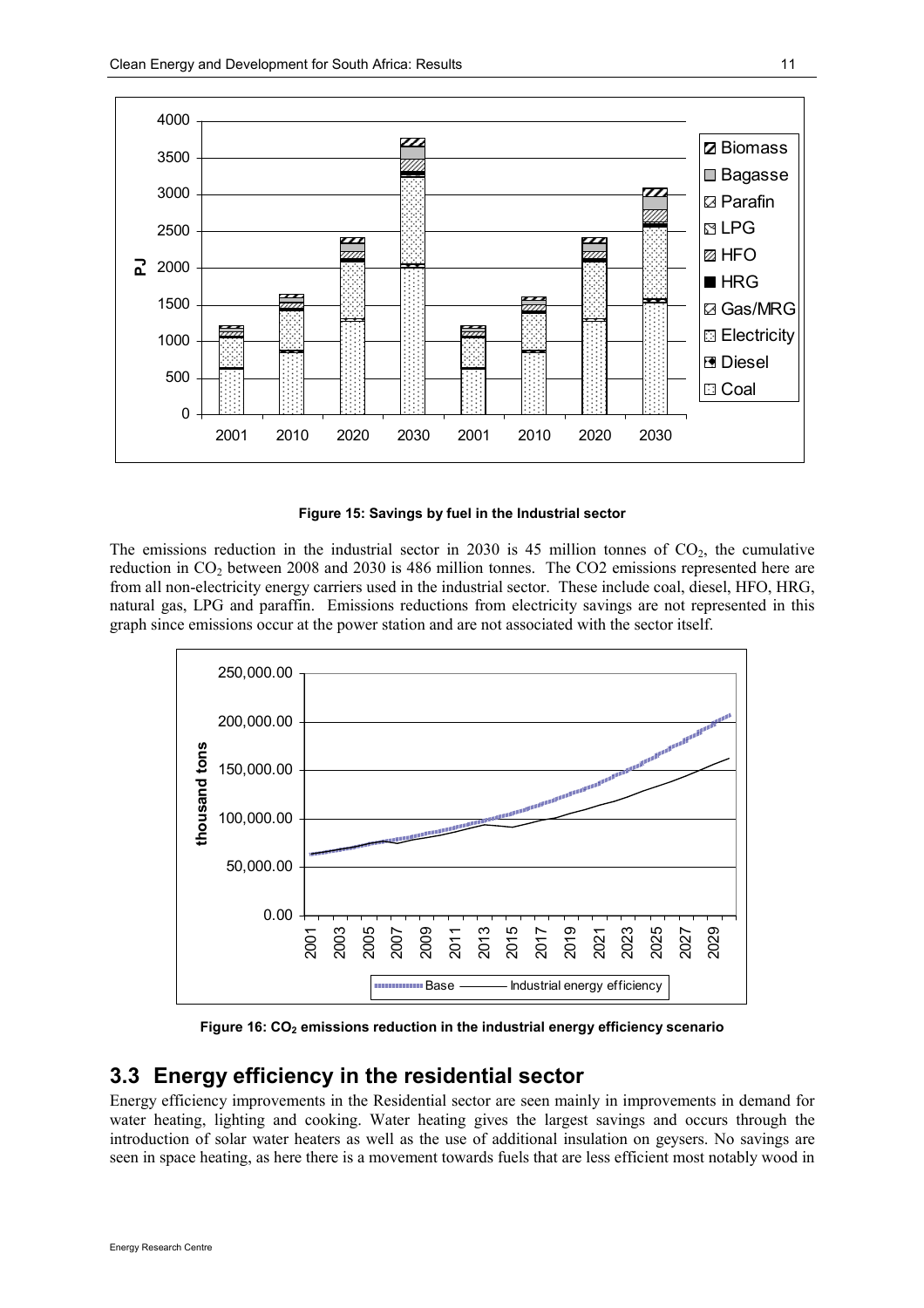**Figure 15: Savings by fuel in the Industrial sector**

The emissions reduction in the industrial sector in 2030 is 45 million tonnes of $CO_2$, the cumulative reduction in $CO_2$ between 2008 and 2030 is 486 million tonnes. The CO2 emissions represented here are from all non-electricity energy carriers used in the industrial sector. These include coal, diesel, HFO, HRG, natural gas, LPG and paraffin. Emissions reductions from electricity savings are not represented in this graph since emissions occur at the power station and are not associated with the sector itself.

**Figure 16: $CO_2$ emissions reduction in the industrial energy efficiency scenario**

## 3.3 Energy efficiency in the residential sector

Energy efficiency improvements in the Residential sector are seen mainly in improvements in demand for water heating, lighting and cooking. Water heating gives the largest savings and occurs through the introduction of solar water heaters as well as the use of additional insulation on geysers. No savings are seen in space heating, as here there is a movement towards fuels that are less efficient most notably wood in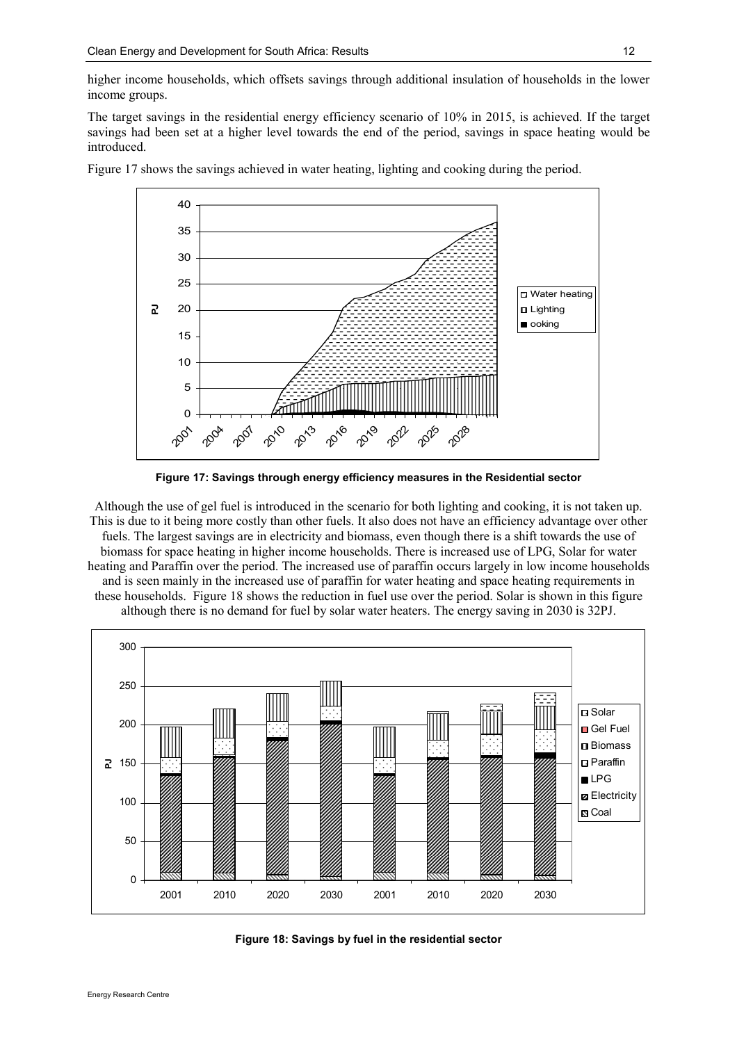higher income households, which offsets savings through additional insulation of households in the lower income groups.

The target savings in the residential energy efficiency scenario of 10% in 2015, is achieved. If the target savings had been set at a higher level towards the end of the period, savings in space heating would be introduced.

Figure 17 shows the savings achieved in water heating, lighting and cooking during the period.

**Figure 17: Savings through energy efficiency measures in the Residential sector**

Although the use of gel fuel is introduced in the scenario for both lighting and cooking, it is not taken up. This is due to it being more costly than other fuels. It also does not have an efficiency advantage over other fuels. The largest savings are in electricity and biomass, even though there is a shift towards the use of biomass for space heating in higher income households. There is increased use of LPG, Solar for water heating and Paraffin over the period. The increased use of paraffin occurs largely in low income households and is seen mainly in the increased use of paraffin for water heating and space heating requirements in these households. Figure 18 shows the reduction in fuel use over the period. Solar is shown in this figure although there is no demand for fuel by solar water heaters. The energy saving in 2030 is 32PJ.

**Figure 18: Savings by fuel in the residential sector**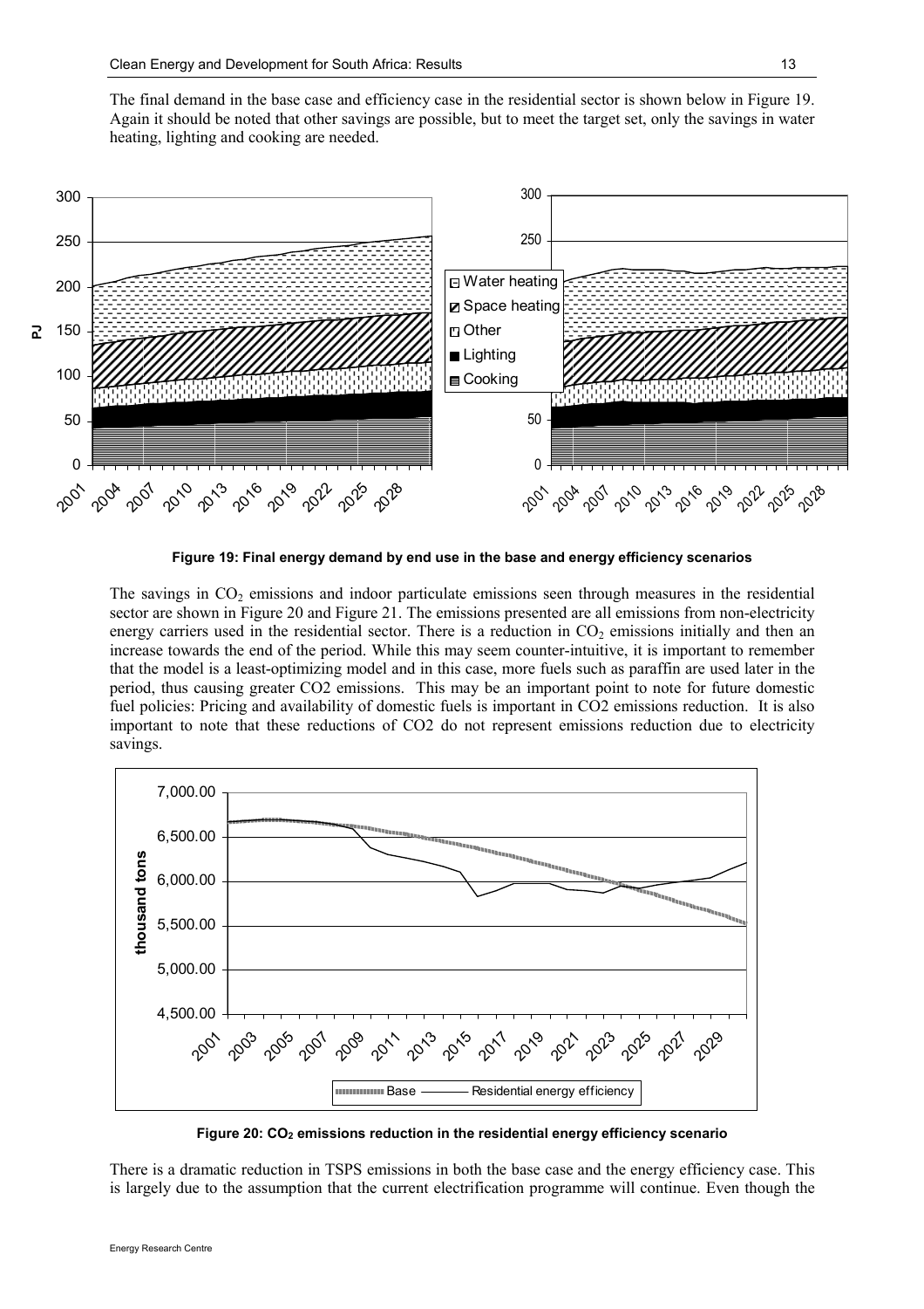The final demand in the base case and efficiency case in the residential sector is shown below in Figure 19. Again it should be noted that other savings are possible, but to meet the target set, only the savings in water heating, lighting and cooking are needed.

**Figure 19: Final energy demand by end use in the base and energy efficiency scenarios**

The savings in $CO_2$ emissions and indoor particulate emissions seen through measures in the residential sector are shown in Figure 20 and Figure 21. The emissions presented are all emissions from non-electricity energy carriers used in the residential sector. There is a reduction in $CO_2$ emissions initially and then an increase towards the end of the period. While this may seem counter-intuitive, it is important to remember that the model is a least-optimizing model and in this case, more fuels such as paraffin are used later in the period, thus causing greater CO2 emissions. This may be an important point to note for future domestic fuel policies: Pricing and availability of domestic fuels is important in CO2 emissions reduction. It is also important to note that these reductions of CO2 do not represent emissions reduction due to electricity savings.

**Figure 20: $CO_2$ emissions reduction in the residential energy efficiency scenario**

There is a dramatic reduction in TSPS emissions in both the base case and the energy efficiency case. This is largely due to the assumption that the current electrification programme will continue. Even though the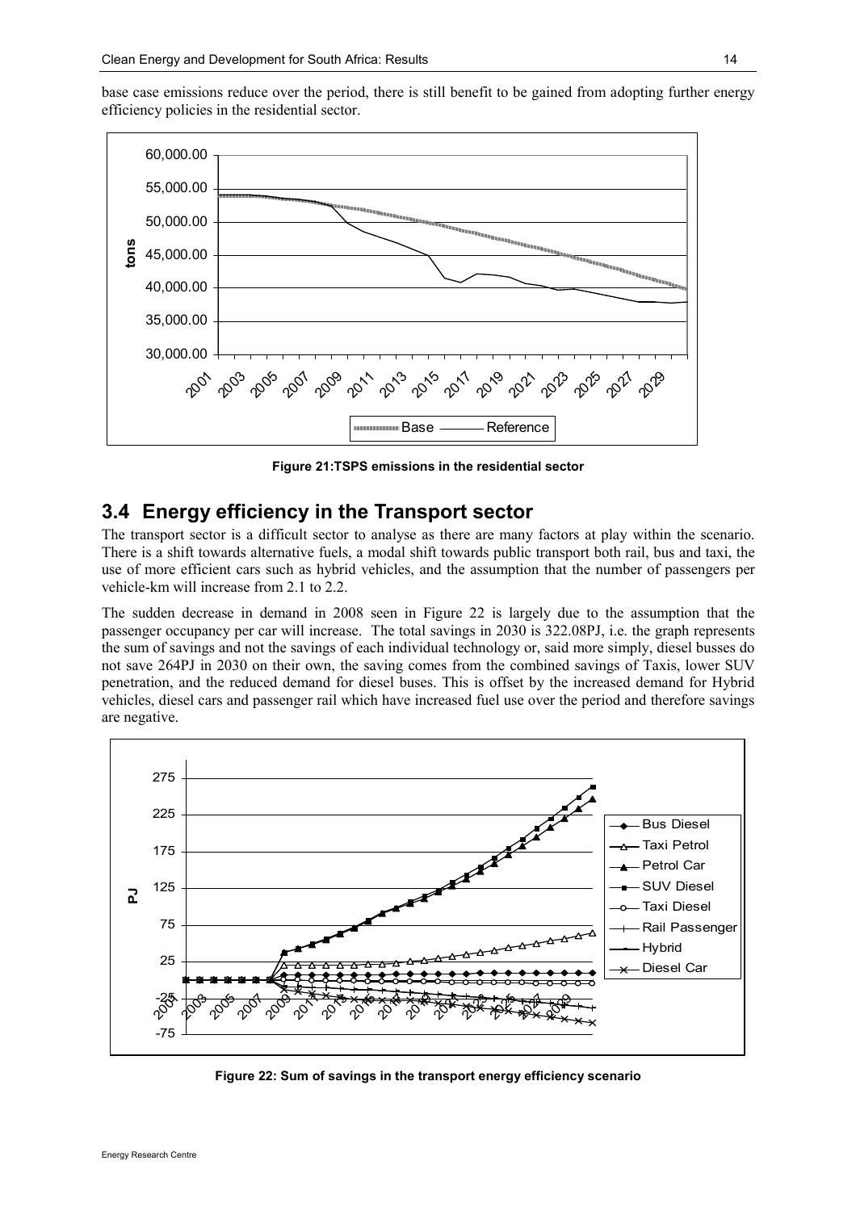base case emissions reduce over the period, there is still benefit to be gained from adopting further energy efficiency policies in the residential sector.

**Figure 21:TSPS emissions in the residential sector**

## 3.4 Energy efficiency in the Transport sector

The transport sector is a difficult sector to analyse as there are many factors at play within the scenario. There is a shift towards alternative fuels, a modal shift towards public transport both rail, bus and taxi, the use of more efficient cars such as hybrid vehicles, and the assumption that the number of passengers per vehicle-km will increase from 2.1 to 2.2.

The sudden decrease in demand in 2008 seen in Figure 22 is largely due to the assumption that the passenger occupancy per car will increase. The total savings in 2030 is 322.08PJ, i.e. the graph represents the sum of savings and not the savings of each individual technology or, said more simply, diesel busses do not save 264PJ in 2030 on their own, the saving comes from the combined savings of Taxis, lower SUV penetration, and the reduced demand for diesel buses. This is offset by the increased demand for Hybrid vehicles, diesel cars and passenger rail which have increased fuel use over the period and therefore savings are negative.

**Figure 22: Sum of savings in the transport energy efficiency scenario**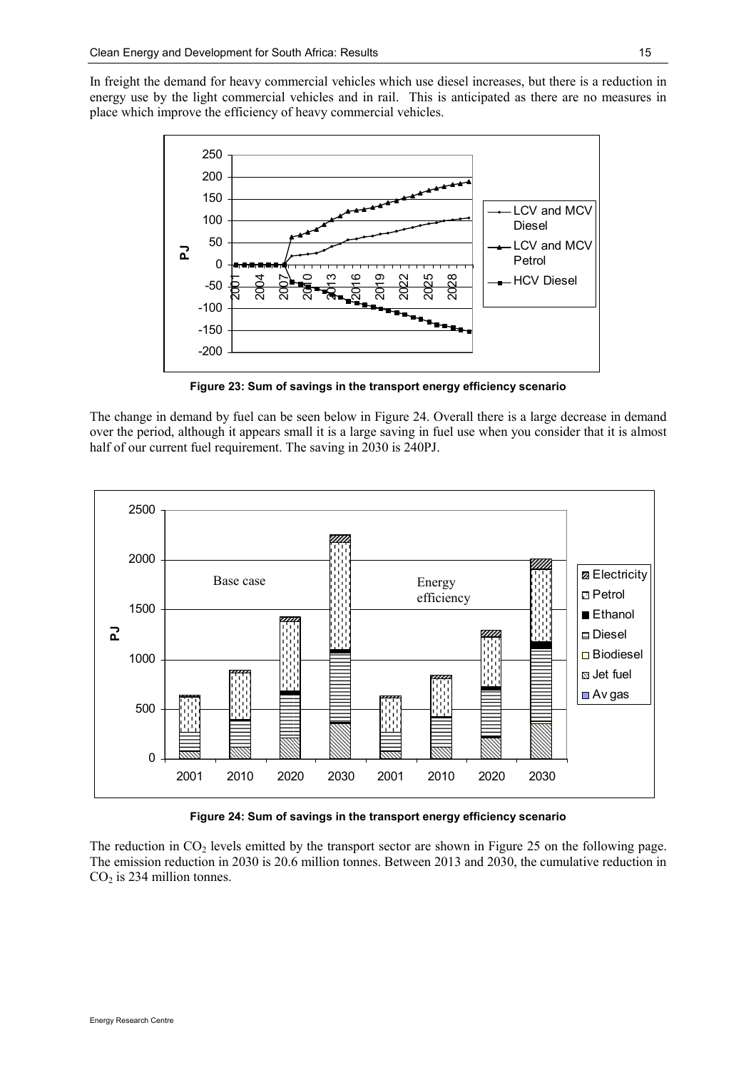In freight the demand for heavy commercial vehicles which use diesel increases, but there is a reduction in energy use by the light commercial vehicles and in rail. This is anticipated as there are no measures in place which improve the efficiency of heavy commercial vehicles.

**Figure 23: Sum of savings in the transport energy efficiency scenario**

The change in demand by fuel can be seen below in Figure 24. Overall there is a large decrease in demand over the period, although it appears small it is a large saving in fuel use when you consider that it is almost half of our current fuel requirement. The saving in 2030 is 240PJ.

**Figure 24: Sum of savings in the transport energy efficiency scenario**

The reduction in $CO_2$ levels emitted by the transport sector are shown in Figure 25 on the following page. The emission reduction in 2030 is 20.6 million tonnes. Between 2013 and 2030, the cumulative reduction in $CO_2$ is 234 million tonnes.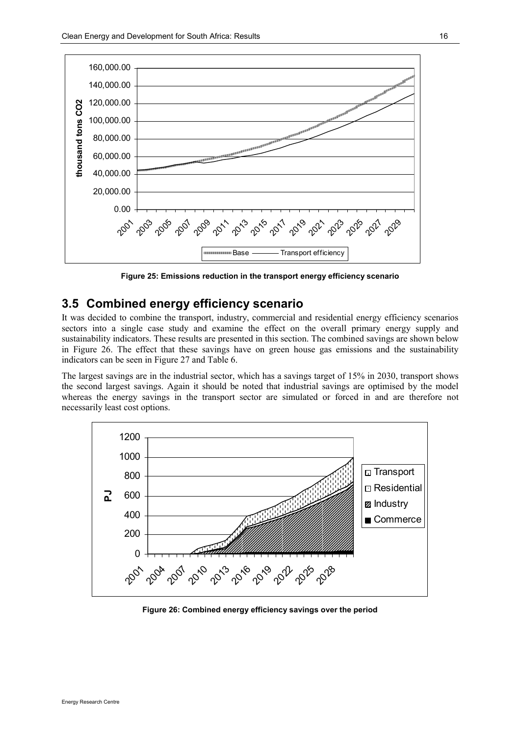Figure 25: Emissions reduction in the transport energy efficiency scenario

## 3.5 Combined energy efficiency scenario

It was decided to combine the transport, industry, commercial and residential energy efficiency scenarios sectors into a single case study and examine the effect on the overall primary energy supply and sustainability indicators. These results are presented in this section. The combined savings are shown below in Figure 26. The effect that these savings have on green house gas emissions and the sustainability indicators can be seen in Figure 27 and Table 6.

The largest savings are in the industrial sector, which has a savings target of 15% in 2030, transport shows the second largest savings. Again it should be noted that industrial savings are optimised by the model whereas the energy savings in the transport sector are simulated or forced in and are therefore not necessarily least cost options.

Figure 26: Combined energy efficiency savings over the period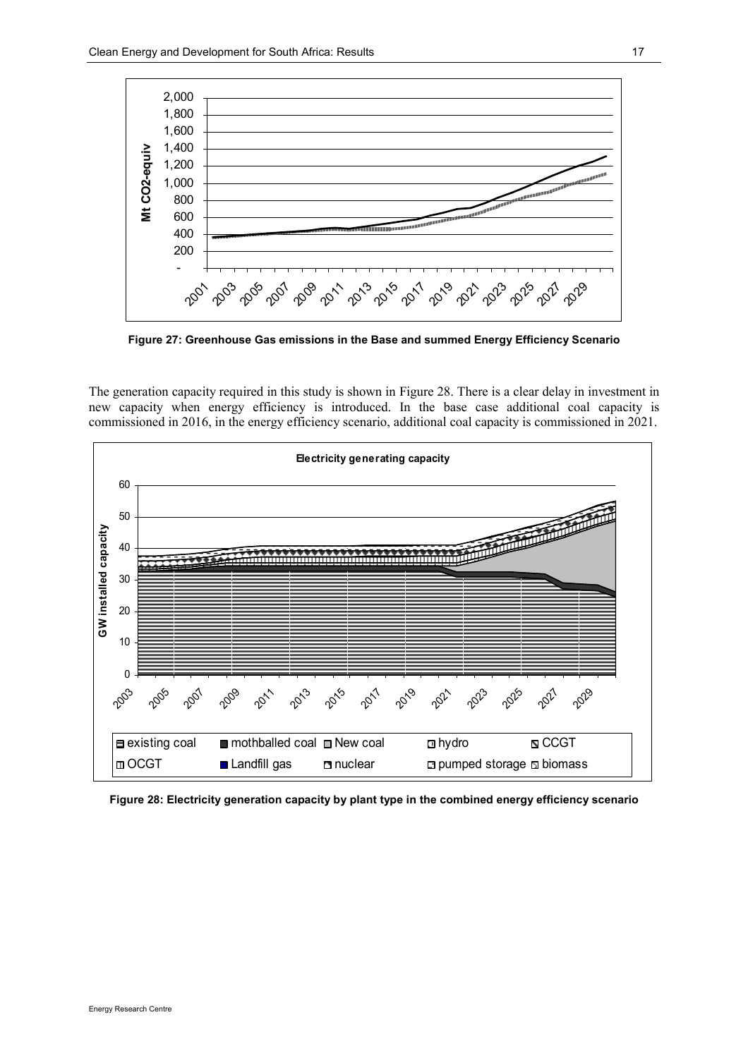Figure 27: Greenhouse Gas emissions in the Base and summed Energy Efficiency Scenario

The generation capacity required in this study is shown in Figure 28. There is a clear delay in investment in new capacity when energy efficiency is introduced. In the base case additional coal capacity is commissioned in 2016, in the energy efficiency scenario, additional coal capacity is commissioned in 2021.

Figure 28: Electricity generation capacity by plant type in the combined energy efficiency scenario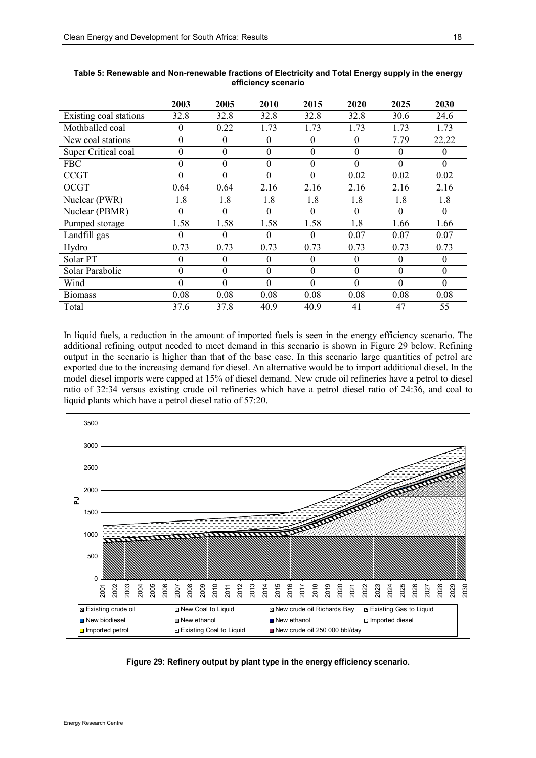**Table 5: Renewable and Non-renewable fractions of Electricity and Total Energy supply in the energy efficiency scenario**

| | 2003 | 2005 | 2010 | 2015 | 2020 | 2025 | 2030 |
|---|---|---|---|---|---|---|---|
| Existing coal stations | 32.8 | 32.8 | 32.8 | 32.8 | 32.8 | 30.6 | 24.6 |
| Mothballed coal | 0 | 0.22 | 1.73 | 1.73 | 1.73 | 1.73 | 1.73 |
| New coal stations | 0 | 0 | 0 | 0 | 0 | 7.79 | 22.22 |
| Super Critical coal | 0 | 0 | 0 | 0 | 0 | 0 | 0 |
| FBC | 0 | 0 | 0 | 0 | 0 | 0 | 0 |
| CCGT | 0 | 0 | 0 | 0 | 0.02 | 0.02 | 0.02 |
| OCGT | 0.64 | 0.64 | 2.16 | 2.16 | 2.16 | 2.16 | 2.16 |
| Nuclear (PWR) | 1.8 | 1.8 | 1.8 | 1.8 | 1.8 | 1.8 | 1.8 |
| Nuclear (PBMR) | 0 | 0 | 0 | 0 | 0 | 0 | 0 |
| Pumped storage | 1.58 | 1.58 | 1.58 | 1.58 | 1.8 | 1.66 | 1.66 |
| Landfill gas | 0 | 0 | 0 | 0 | 0.07 | 0.07 | 0.07 |
| Hydro | 0.73 | 0.73 | 0.73 | 0.73 | 0.73 | 0.73 | 0.73 |
| Solar PT | 0 | 0 | 0 | 0 | 0 | 0 | 0 |
| Solar Parabolic | 0 | 0 | 0 | 0 | 0 | 0 | 0 |
| Wind | 0 | 0 | 0 | 0 | 0 | 0 | 0 |
| Biomass | 0.08 | 0.08 | 0.08 | 0.08 | 0.08 | 0.08 | 0.08 |
| Total | 37.6 | 37.8 | 40.9 | 40.9 | 41 | 47 | 55 |

In liquid fuels, a reduction in the amount of imported fuels is seen in the energy efficiency scenario. The additional refining output needed to meet demand in this scenario is shown in Figure 29 below. Refining output in the scenario is higher than that of the base case. In this scenario large quantities of petrol are exported due to the increasing demand for diesel. An alternative would be to import additional diesel. In the model diesel imports were capped at 15% of diesel demand. New crude oil refineries have a petrol to diesel ratio of 32:34 versus existing crude oil refineries which have a petrol diesel ratio of 24:36, and coal to liquid plants which have a petrol diesel ratio of 57:20.

**Figure 29: Refinery output by plant type in the energy efficiency scenario.**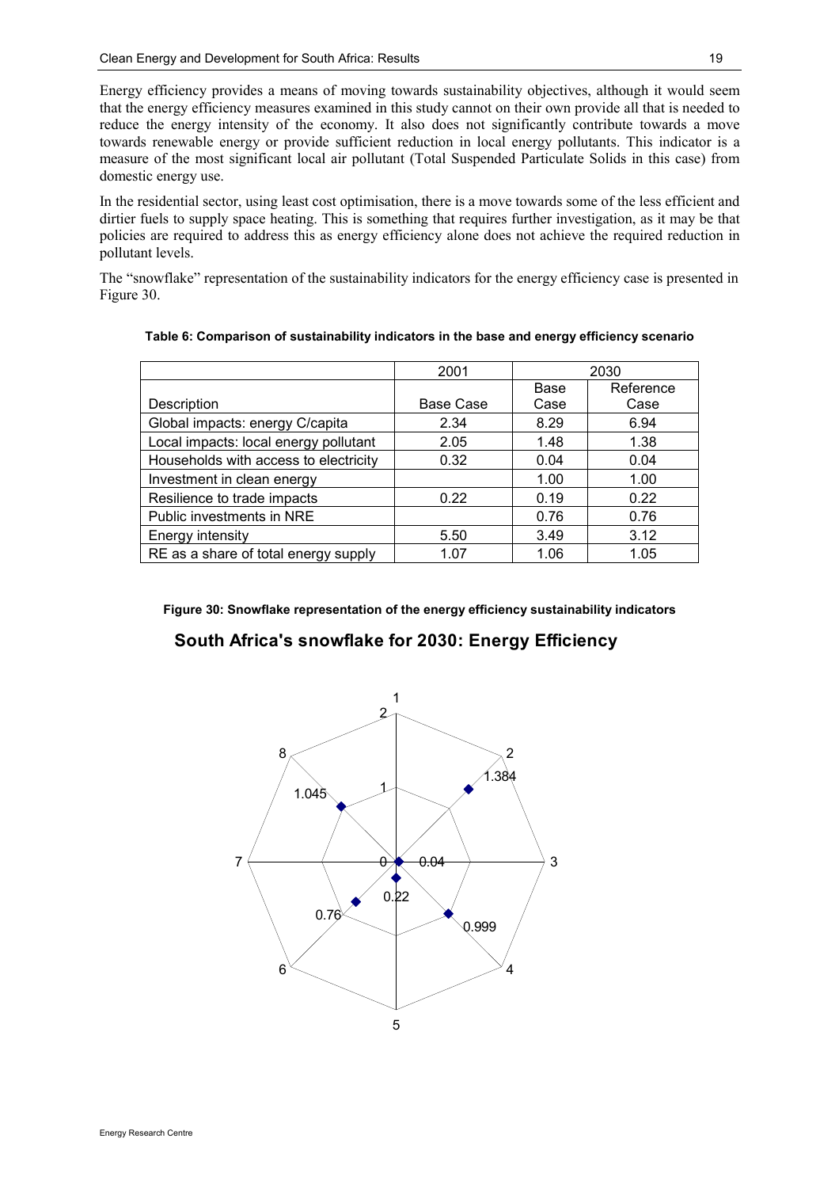Energy efficiency provides a means of moving towards sustainability objectives, although it would seem that the energy efficiency measures examined in this study cannot on their own provide all that is needed to reduce the energy intensity of the economy. It also does not significantly contribute towards a move towards renewable energy or provide sufficient reduction in local energy pollutants. This indicator is a measure of the most significant local air pollutant (Total Suspended Particulate Solids in this case) from domestic energy use.

In the residential sector, using least cost optimisation, there is a move towards some of the less efficient and dirtier fuels to supply space heating. This is something that requires further investigation, as it may be that policies are required to address this as energy efficiency alone does not achieve the required reduction in pollutant levels.

The "snowflake" representation of the sustainability indicators for the energy efficiency case is presented in Figure 30.

**Table 6: Comparison of sustainability indicators in the base and energy efficiency scenario**

| | 2001 | 2030 | |
|---|---|---|---|
| Description | Base Case | Base Case | Reference Case |
| Global impacts: energy C/capita | 2.34 | 8.29 | 6.94 |
| Local impacts: local energy pollutant | 2.05 | 1.48 | 1.38 |
| Households with access to electricity | 0.32 | 0.04 | 0.04 |
| Investment in clean energy | | 1.00 | 1.00 |
| Resilience to trade impacts | 0.22 | 0.19 | 0.22 |
| Public investments in NRE | | 0.76 | 0.76 |
| Energy intensity | 5.50 | 3.49 | 3.12 |
| RE as a share of total energy supply | 1.07 | 1.06 | 1.05 |

**Figure 30: Snowflake representation of the energy efficiency sustainability indicators**

**South Africa's snowflake for 2030: Energy Efficiency**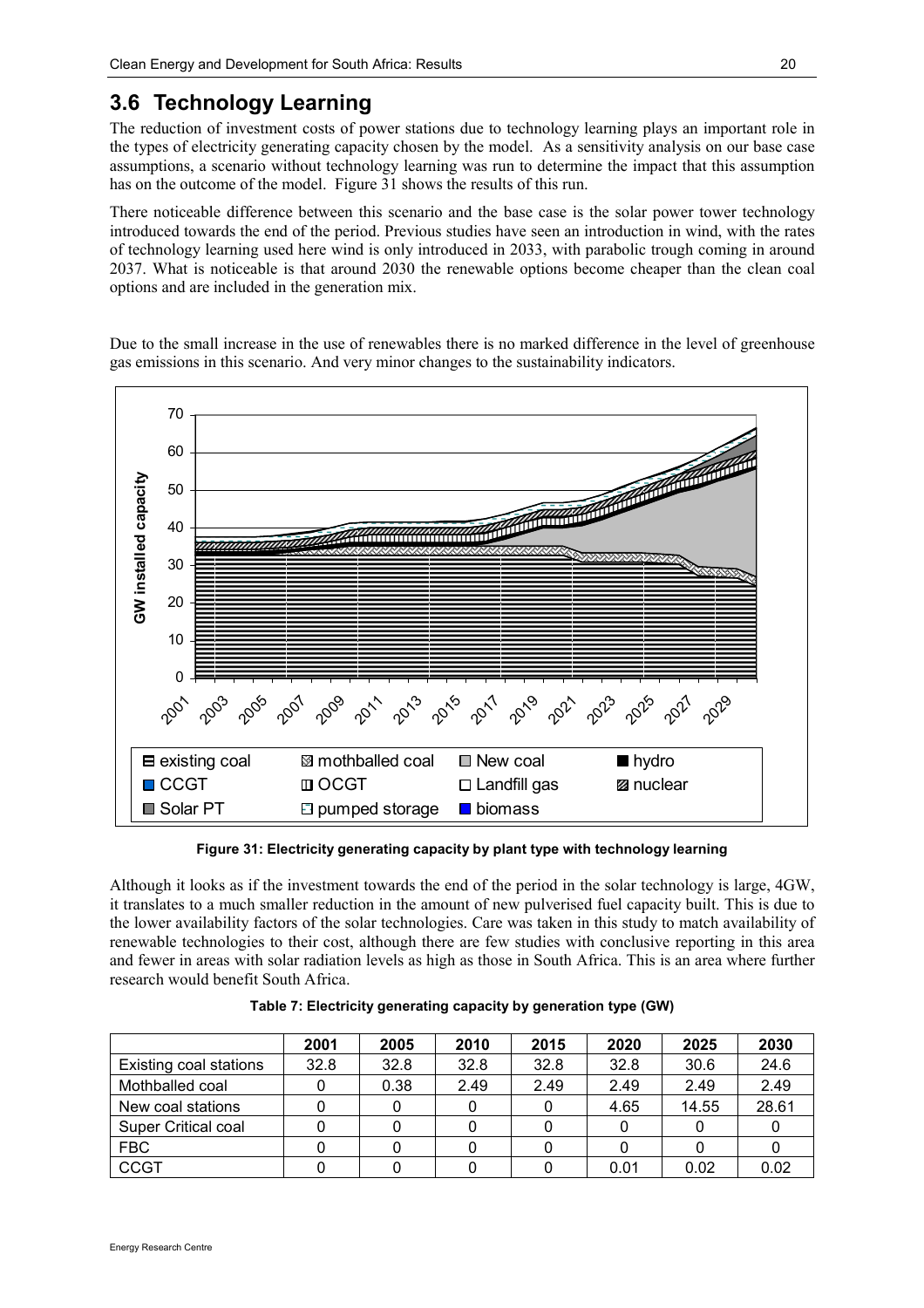## 3.6 Technology Learning

The reduction of investment costs of power stations due to technology learning plays an important role in the types of electricity generating capacity chosen by the model. As a sensitivity analysis on our base case assumptions, a scenario without technology learning was run to determine the impact that this assumption has on the outcome of the model. Figure 31 shows the results of this run.

There noticeable difference between this scenario and the base case is the solar power tower technology introduced towards the end of the period. Previous studies have seen an introduction in wind, with the rates of technology learning used here wind is only introduced in 2033, with parabolic trough coming in around 2037. What is noticeable is that around 2030 the renewable options become cheaper than the clean coal options and are included in the generation mix.

Due to the small increase in the use of renewables there is no marked difference in the level of greenhouse gas emissions in this scenario. And very minor changes to the sustainability indicators.

**Figure 31: Electricity generating capacity by plant type with technology learning**

Although it looks as if the investment towards the end of the period in the solar technology is large, 4GW, it translates to a much smaller reduction in the amount of new pulverised fuel capacity built. This is due to the lower availability factors of the solar technologies. Care was taken in this study to match availability of renewable technologies to their cost, although there are few studies with conclusive reporting in this area and fewer in areas with solar radiation levels as high as those in South Africa. This is an area where further research would benefit South Africa.

**Table 7: Electricity generating capacity by generation type (GW)**

| | 2001 | 2005 | 2010 | 2015 | 2020 | 2025 | 2030 |
|---|---|---|---|---|---|---|---|
| Existing coal stations | 32.8 | 32.8 | 32.8 | 32.8 | 32.8 | 30.6 | 24.6 |
| Mothballed coal | 0 | 0.38 | 2.49 | 2.49 | 2.49 | 2.49 | 2.49 |
| New coal stations | 0 | 0 | 0 | 0 | 4.65 | 14.55 | 28.61 |
| Super Critical coal | 0 | 0 | 0 | 0 | 0 | 0 | 0 |
| FBC | 0 | 0 | 0 | 0 | 0 | 0 | 0 |
| CCGT | 0 | 0 | 0 | 0 | 0.01 | 0.02 | 0.02 |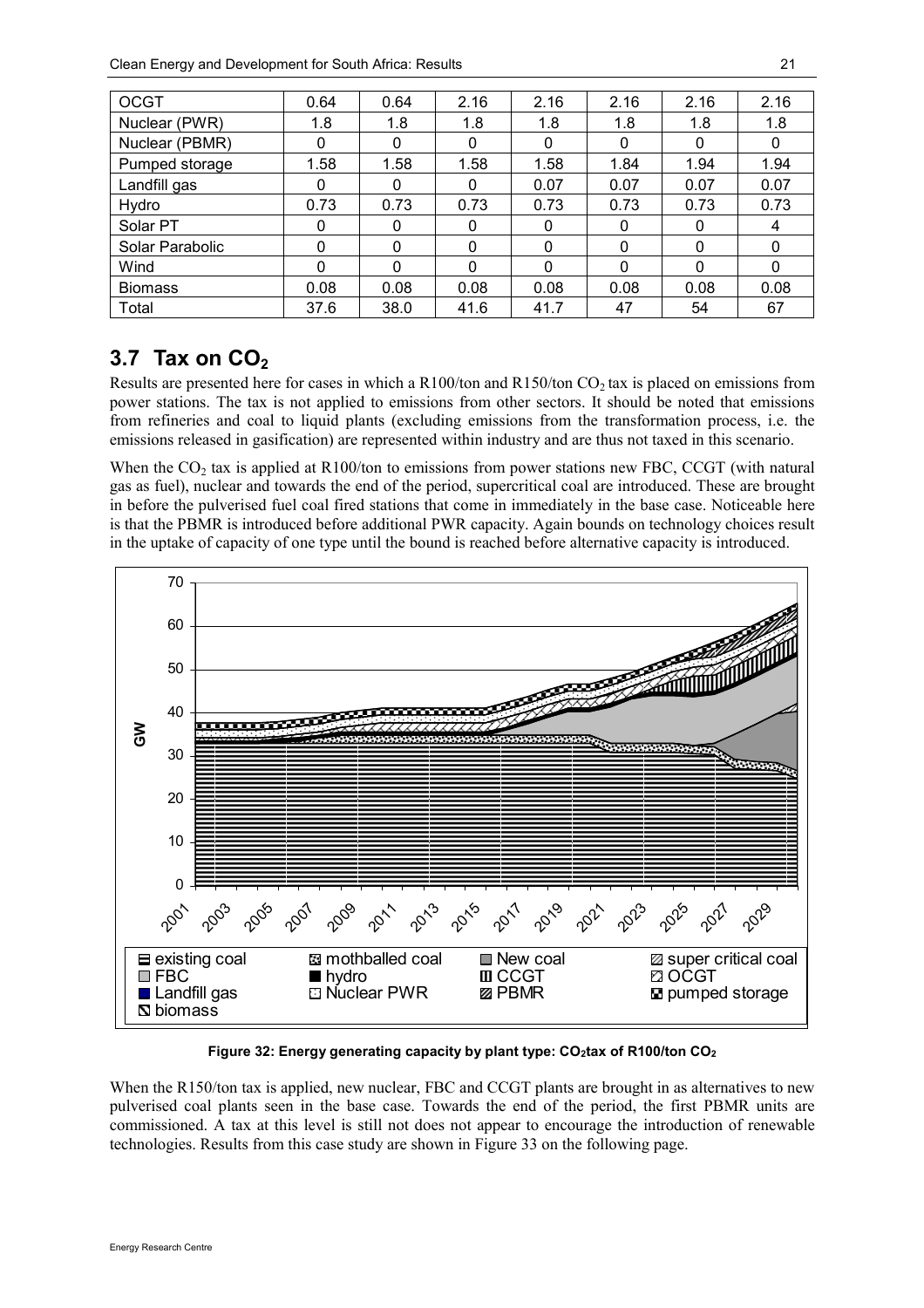| OCGT | 0.64 | 0.64 | 2.16 | 2.16 | 2.16 | 2.16 | 2.16 |
|---|---|---|---|---|---|---|---|
| Nuclear (PWR) | 1.8 | 1.8 | 1.8 | 1.8 | 1.8 | 1.8 | 1.8 |
| Nuclear (PBMR) | 0 | 0 | 0 | 0 | 0 | 0 | 0 |
| Pumped storage | 1.58 | 1.58 | 1.58 | 1.58 | 1.84 | 1.94 | 1.94 |
| Landfill gas | 0 | 0 | 0 | 0.07 | 0.07 | 0.07 | 0.07 |
| Hydro | 0.73 | 0.73 | 0.73 | 0.73 | 0.73 | 0.73 | 0.73 |
| Solar PT | 0 | 0 | 0 | 0 | 0 | 0 | 4 |
| Solar Parabolic | 0 | 0 | 0 | 0 | 0 | 0 | 0 |
| Wind | 0 | 0 | 0 | 0 | 0 | 0 | 0 |
| Biomass | 0.08 | 0.08 | 0.08 | 0.08 | 0.08 | 0.08 | 0.08 |
| Total | 37.6 | 38.0 | 41.6 | 41.7 | 47 | 54 | 67 |

## 3.7 Tax on $CO_2$

Results are presented here for cases in which a R100/ton and R150/ton $CO_2$ tax is placed on emissions from power stations. The tax is not applied to emissions from other sectors. It should be noted that emissions from refineries and coal to liquid plants (excluding emissions from the transformation process, i.e. the emissions released in gasification) are represented within industry and are thus not taxed in this scenario.

When the $CO_2$ tax is applied at R100/ton to emissions from power stations new FBC, CCGT (with natural gas as fuel), nuclear and towards the end of the period, supercritical coal are introduced. These are brought in before the pulverised fuel coal fired stations that come in immediately in the base case. Noticeable here is that the PBMR is introduced before additional PWR capacity. Again bounds on technology choices result in the uptake of capacity of one type until the bound is reached before alternative capacity is introduced.

**Figure 32: Energy generating capacity by plant type: $CO_2$tax of R100/ton $CO_2$**

When the R150/ton tax is applied, new nuclear, FBC and CCGT plants are brought in as alternatives to new pulverised coal plants seen in the base case. Towards the end of the period, the first PBMR units are commissioned. A tax at this level is still not does not appear to encourage the introduction of renewable technologies. Results from this case study are shown in Figure 33 on the following page.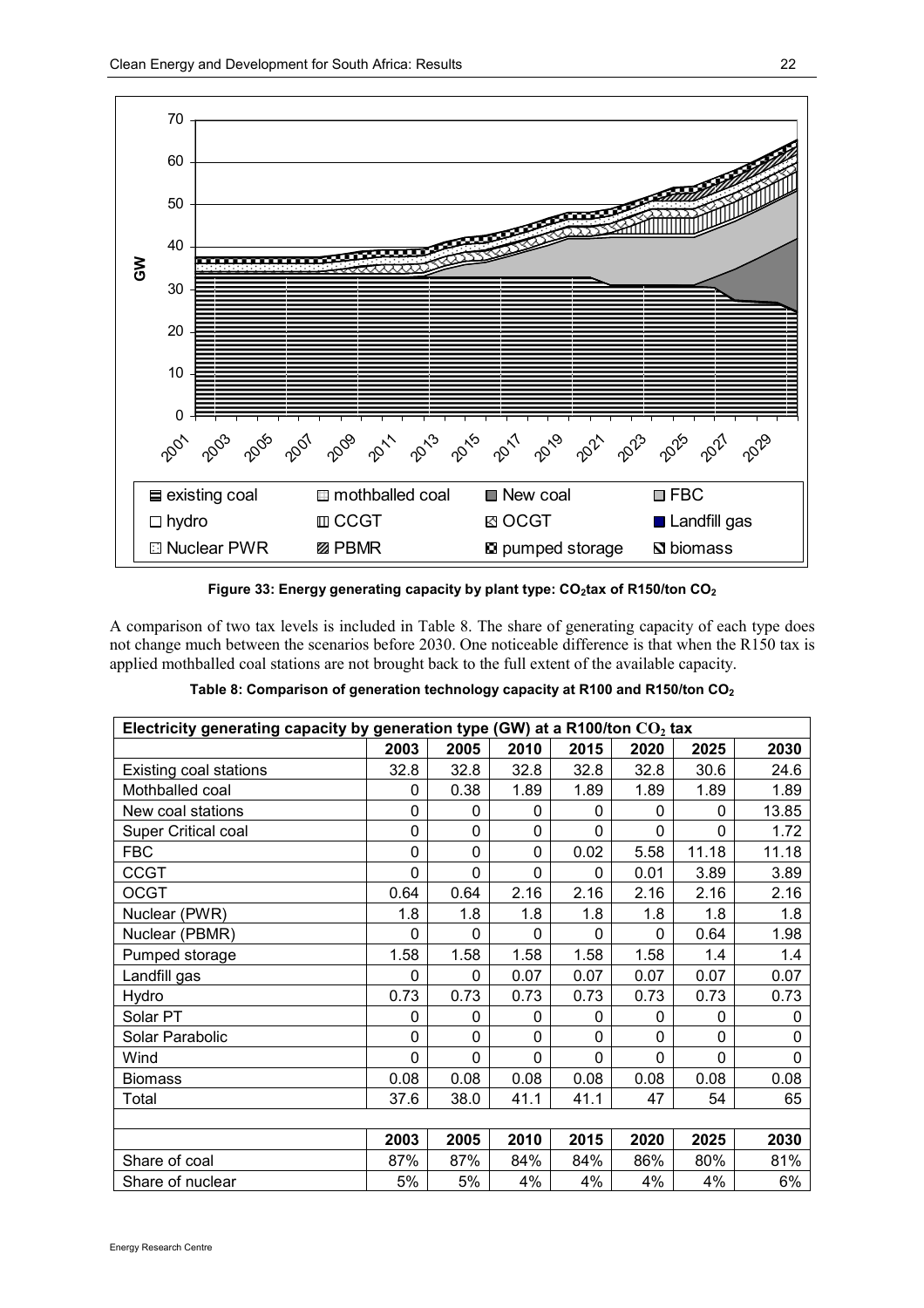Figure 33: Energy generating capacity by plant type: $CO_2$tax of R150/ton $CO_2$

A comparison of two tax levels is included in Table 8. The share of generating capacity of each type does not change much between the scenarios before 2030. One noticeable difference is that when the R150 tax is applied mothballed coal stations are not brought back to the full extent of the available capacity.

**Table 8: Comparison of generation technology capacity at R100 and R150/ton $CO_2$**

| Electricity generating capacity by generation type (GW) at a R100/ton $CO_2$ tax | | | | | | | |
|---|---|---|---|---|---|---|---|
| | 2003 | 2005 | 2010 | 2015 | 2020 | 2025 | 2030 |
| Existing coal stations | 32.8 | 32.8 | 32.8 | 32.8 | 32.8 | 30.6 | 24.6 |
| Mothballed coal | 0 | 0.38 | 1.89 | 1.89 | 1.89 | 1.89 | 1.89 |
| New coal stations | 0 | 0 | 0 | 0 | 0 | 0 | 13.85 |
| Super Critical coal | 0 | 0 | 0 | 0 | 0 | 0 | 1.72 |
| FBC | 0 | 0 | 0 | 0.02 | 5.58 | 11.18 | 11.18 |
| CCGT | 0 | 0 | 0 | 0 | 0.01 | 3.89 | 3.89 |
| OCGT | 0.64 | 0.64 | 2.16 | 2.16 | 2.16 | 2.16 | 2.16 |
| Nuclear (PWR) | 1.8 | 1.8 | 1.8 | 1.8 | 1.8 | 1.8 | 1.8 |
| Nuclear (PBMR) | 0 | 0 | 0 | 0 | 0 | 0.64 | 1.98 |
| Pumped storage | 1.58 | 1.58 | 1.58 | 1.58 | 1.58 | 1.4 | 1.4 |
| Landfill gas | 0 | 0 | 0.07 | 0.07 | 0.07 | 0.07 | 0.07 |
| Hydro | 0.73 | 0.73 | 0.73 | 0.73 | 0.73 | 0.73 | 0.73 |
| Solar PT | 0 | 0 | 0 | 0 | 0 | 0 | 0 |
| Solar Parabolic | 0 | 0 | 0 | 0 | 0 | 0 | 0 |
| Wind | 0 | 0 | 0 | 0 | 0 | 0 | 0 |
| Biomass | 0.08 | 0.08 | 0.08 | 0.08 | 0.08 | 0.08 | 0.08 |
| Total | 37.6 | 38.0 | 41.1 | 41.1 | 47 | 54 | 65 |
| | | | | | | | |
| | 2003 | 2005 | 2010 | 2015 | 2020 | 2025 | 2030 |
| Share of coal | 87% | 87% | 84% | 84% | 86% | 80% | 81% |
| Share of nuclear | 5% | 5% | 4% | 4% | 4% | 4% | 6% |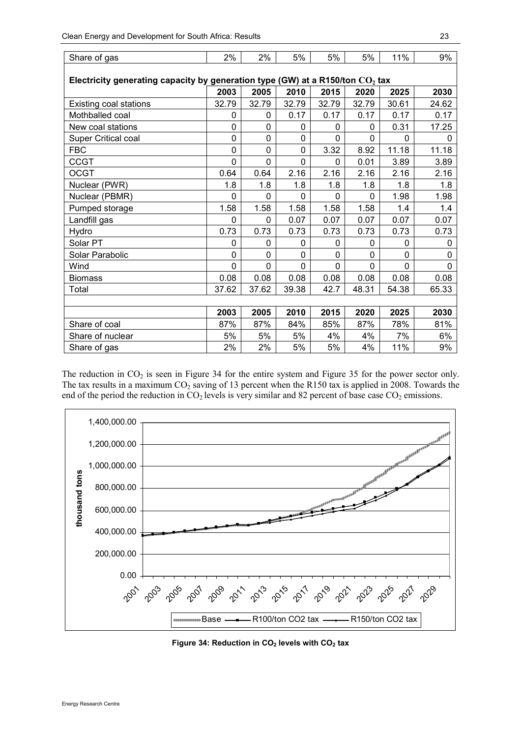| Share of gas | 2% | 2% | 5% | 5% | 5% | 11% | 9% |
|---|---|---|---|---|---|---|---|

**Electricity generating capacity by generation type (GW) at a R150/ton $CO_2$ tax**

| | 2003 | 2005 | 2010 | 2015 | 2020 | 2025 | 2030 |
|---|---|---|---|---|---|---|---|
| Existing coal stations | 32.79 | 32.79 | 32.79 | 32.79 | 32.79 | 30.61 | 24.62 |
| Mothballed coal | 0 | 0 | 0.17 | 0.17 | 0.17 | 0.17 | 0.17 |
| New coal stations | 0 | 0 | 0 | 0 | 0 | 0.31 | 17.25 |
| Super Critical coal | 0 | 0 | 0 | 0 | 0 | 0 | 0 |
| FBC | 0 | 0 | 0 | 3.32 | 8.92 | 11.18 | 11.18 |
| CCGT | 0 | 0 | 0 | 0 | 0.01 | 3.89 | 3.89 |
| OCGT | 0.64 | 0.64 | 2.16 | 2.16 | 2.16 | 2.16 | 2.16 |
| Nuclear (PWR) | 1.8 | 1.8 | 1.8 | 1.8 | 1.8 | 1.8 | 1.8 |
| Nuclear (PBMR) | 0 | 0 | 0 | 0 | 0 | 1.98 | 1.98 |
| Pumped storage | 1.58 | 1.58 | 1.58 | 1.58 | 1.58 | 1.4 | 1.4 |
| Landfill gas | 0 | 0 | 0.07 | 0.07 | 0.07 | 0.07 | 0.07 |
| Hydro | 0.73 | 0.73 | 0.73 | 0.73 | 0.73 | 0.73 | 0.73 |
| Solar PT | 0 | 0 | 0 | 0 | 0 | 0 | 0 |
| Solar Parabolic | 0 | 0 | 0 | 0 | 0 | 0 | 0 |
| Wind | 0 | 0 | 0 | 0 | 0 | 0 | 0 |
| Biomass | 0.08 | 0.08 | 0.08 | 0.08 | 0.08 | 0.08 | 0.08 |
| Total | 37.62 | 37.62 | 39.38 | 42.7 | 48.31 | 54.38 | 65.33 |

| | 2003 | 2005 | 2010 | 2015 | 2020 | 2025 | 2030 |
|---|---|---|---|---|---|---|---|
| Share of coal | 87% | 87% | 84% | 85% | 87% | 78% | 81% |
| Share of nuclear | 5% | 5% | 5% | 4% | 4% | 7% | 6% |
| Share of gas | 2% | 2% | 5% | 5% | 4% | 11% | 9% |

The reduction in $CO_2$ is seen in Figure 34 for the entire system and Figure 35 for the power sector only. The tax results in a maximum $CO_2$ saving of 13 percent when the R150 tax is applied in 2008. Towards the end of the period the reduction in $CO_2$ levels is very similar and 82 percent of base case $CO_2$ emissions.

**Figure 34: Reduction in $CO_2$ levels with $CO_2$ tax**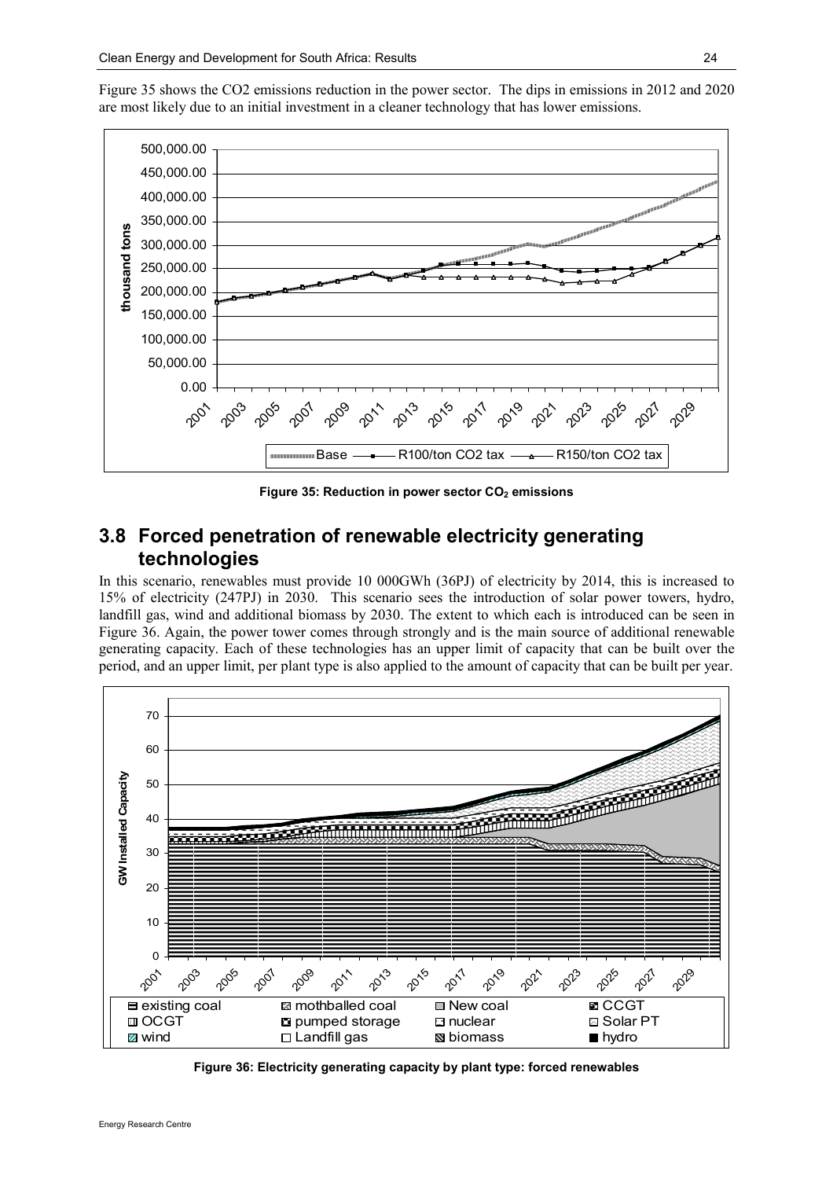Figure 35 shows the CO2 emissions reduction in the power sector. The dips in emissions in 2012 and 2020 are most likely due to an initial investment in a cleaner technology that has lower emissions.

**Figure 35: Reduction in power sector $CO_2$ emissions**

## 3.8 Forced penetration of renewable electricity generating technologies

In this scenario, renewables must provide 10 000GWh (36PJ) of electricity by 2014, this is increased to 15% of electricity (247PJ) in 2030. This scenario sees the introduction of solar power towers, hydro, landfill gas, wind and additional biomass by 2030. The extent to which each is introduced can be seen in Figure 36. Again, the power tower comes through strongly and is the main source of additional renewable generating capacity. Each of these technologies has an upper limit of capacity that can be built over the period, and an upper limit, per plant type is also applied to the amount of capacity that can be built per year.

**Figure 36: Electricity generating capacity by plant type: forced renewables**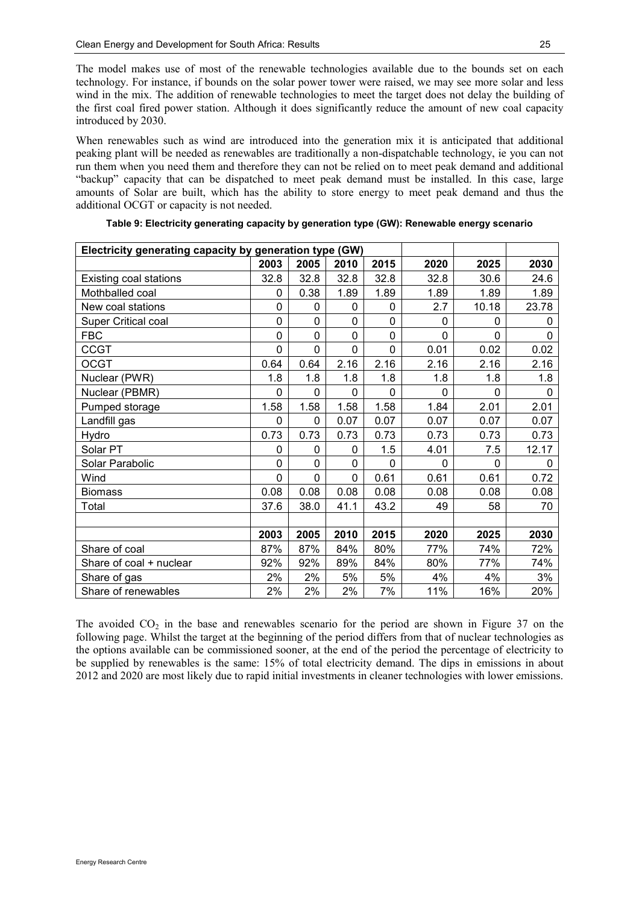The model makes use of most of the renewable technologies available due to the bounds set on each technology. For instance, if bounds on the solar power tower were raised, we may see more solar and less wind in the mix. The addition of renewable technologies to meet the target does not delay the building of the first coal fired power station. Although it does significantly reduce the amount of new coal capacity introduced by 2030.

When renewables such as wind are introduced into the generation mix it is anticipated that additional peaking plant will be needed as renewables are traditionally a non-dispatchable technology, ie you can not run them when you need them and therefore they can not be relied on to meet peak demand and additional "backup" capacity that can be dispatched to meet peak demand must be installed. In this case, large amounts of Solar are built, which has the ability to store energy to meet peak demand and thus the additional OCGT or capacity is not needed.

**Table 9: Electricity generating capacity by generation type (GW): Renewable energy scenario**

| Electricity generating capacity by generation type (GW) | | | | | | | |
|---|---|---|---|---|---|---|---|
| | 2003 | 2005 | 2010 | 2015 | 2020 | 2025 | 2030 |
| Existing coal stations | 32.8 | 32.8 | 32.8 | 32.8 | 32.8 | 30.6 | 24.6 |
| Mothballed coal | 0 | 0.38 | 1.89 | 1.89 | 1.89 | 1.89 | 1.89 |
| New coal stations | 0 | 0 | 0 | 0 | 2.7 | 10.18 | 23.78 |
| Super Critical coal | 0 | 0 | 0 | 0 | 0 | 0 | 0 |
| FBC | 0 | 0 | 0 | 0 | 0 | 0 | 0 |
| CCGT | 0 | 0 | 0 | 0 | 0.01 | 0.02 | 0.02 |
| OCGT | 0.64 | 0.64 | 2.16 | 2.16 | 2.16 | 2.16 | 2.16 |
| Nuclear (PWR) | 1.8 | 1.8 | 1.8 | 1.8 | 1.8 | 1.8 | 1.8 |
| Nuclear (PBMR) | 0 | 0 | 0 | 0 | 0 | 0 | 0 |
| Pumped storage | 1.58 | 1.58 | 1.58 | 1.58 | 1.84 | 2.01 | 2.01 |
| Landfill gas | 0 | 0 | 0.07 | 0.07 | 0.07 | 0.07 | 0.07 |
| Hydro | 0.73 | 0.73 | 0.73 | 0.73 | 0.73 | 0.73 | 0.73 |
| Solar PT | 0 | 0 | 0 | 1.5 | 4.01 | 7.5 | 12.17 |
| Solar Parabolic | 0 | 0 | 0 | 0 | 0 | 0 | 0 |
| Wind | 0 | 0 | 0 | 0.61 | 0.61 | 0.61 | 0.72 |
| Biomass | 0.08 | 0.08 | 0.08 | 0.08 | 0.08 | 0.08 | 0.08 |
| Total | 37.6 | 38.0 | 41.1 | 43.2 | 49 | 58 | 70 |
| | | | | | | | |
| | 2003 | 2005 | 2010 | 2015 | 2020 | 2025 | 2030 |
| Share of coal | 87% | 87% | 84% | 80% | 77% | 74% | 72% |
| Share of coal + nuclear | 92% | 92% | 89% | 84% | 80% | 77% | 74% |
| Share of gas | 2% | 2% | 5% | 5% | 4% | 4% | 3% |
| Share of renewables | 2% | 2% | 2% | 7% | 11% | 16% | 20% |

The avoided $CO_2$ in the base and renewables scenario for the period are shown in Figure 37 on the following page. Whilst the target at the beginning of the period differs from that of nuclear technologies as the options available can be commissioned sooner, at the end of the period the percentage of electricity to be supplied by renewables is the same: 15% of total electricity demand. The dips in emissions in about 2012 and 2020 are most likely due to rapid initial investments in cleaner technologies with lower emissions.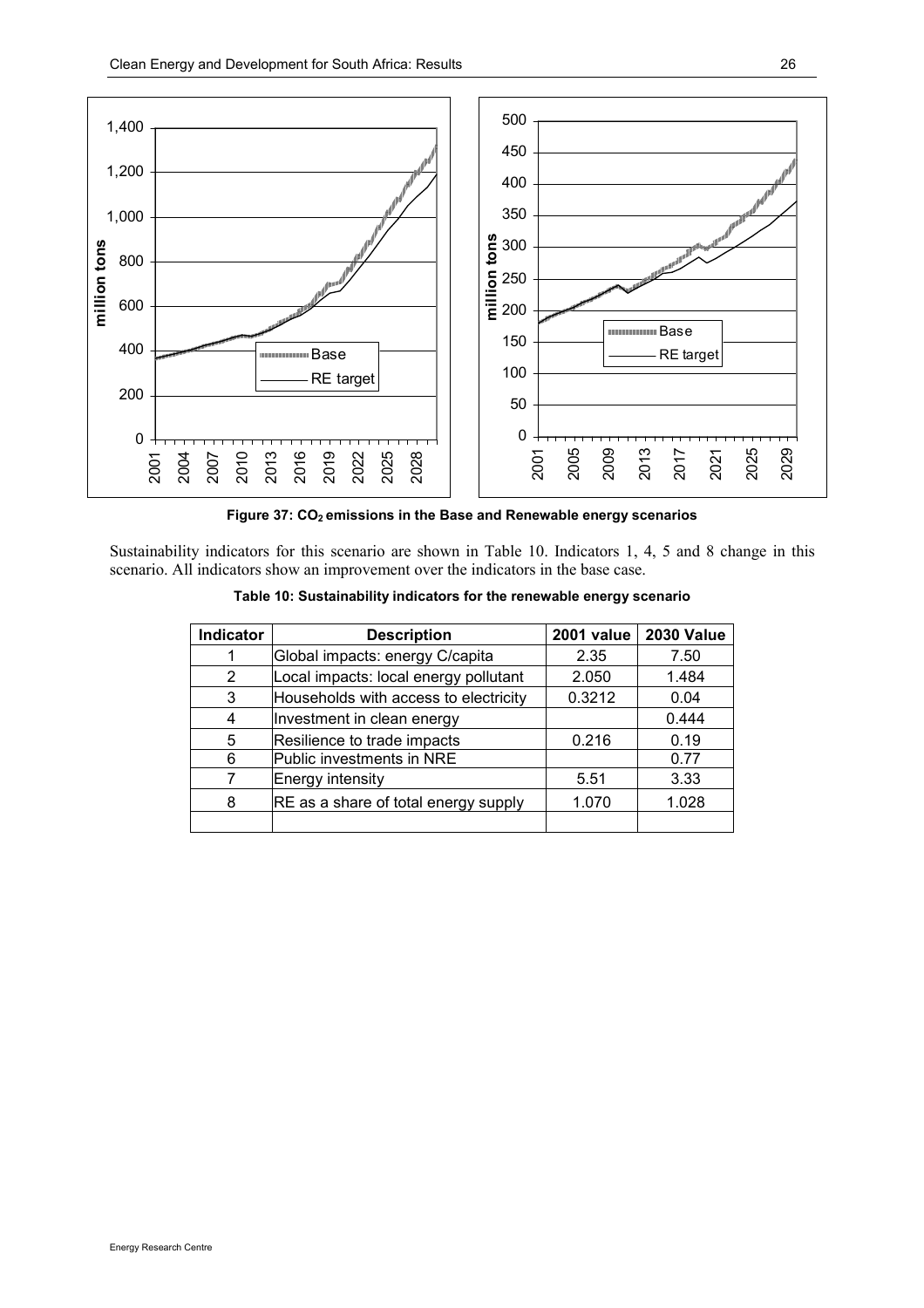**Figure 37: $CO_2$ emissions in the Base and Renewable energy scenarios**

Sustainability indicators for this scenario are shown in Table 10. Indicators 1, 4, 5 and 8 change in this scenario. All indicators show an improvement over the indicators in the base case.

**Table 10: Sustainability indicators for the renewable energy scenario**

| Indicator | Description | 2001 value | 2030 Value |
|---|---|---|---|
| 1 | Global impacts: energy C/capita | 2.35 | 7.50 |
| 2 | Local impacts: local energy pollutant | 2.050 | 1.484 |
| 3 | Households with access to electricity | 0.3212 | 0.04 |
| 4 | Investment in clean energy | | 0.444 |
| 5 | Resilience to trade impacts | 0.216 | 0.19 |
| 6 | Public investments in NRE | | 0.77 |
| 7 | Energy intensity | 5.51 | 3.33 |
| 8 | RE as a share of total energy supply | 1.070 | 1.028 |
| | | | |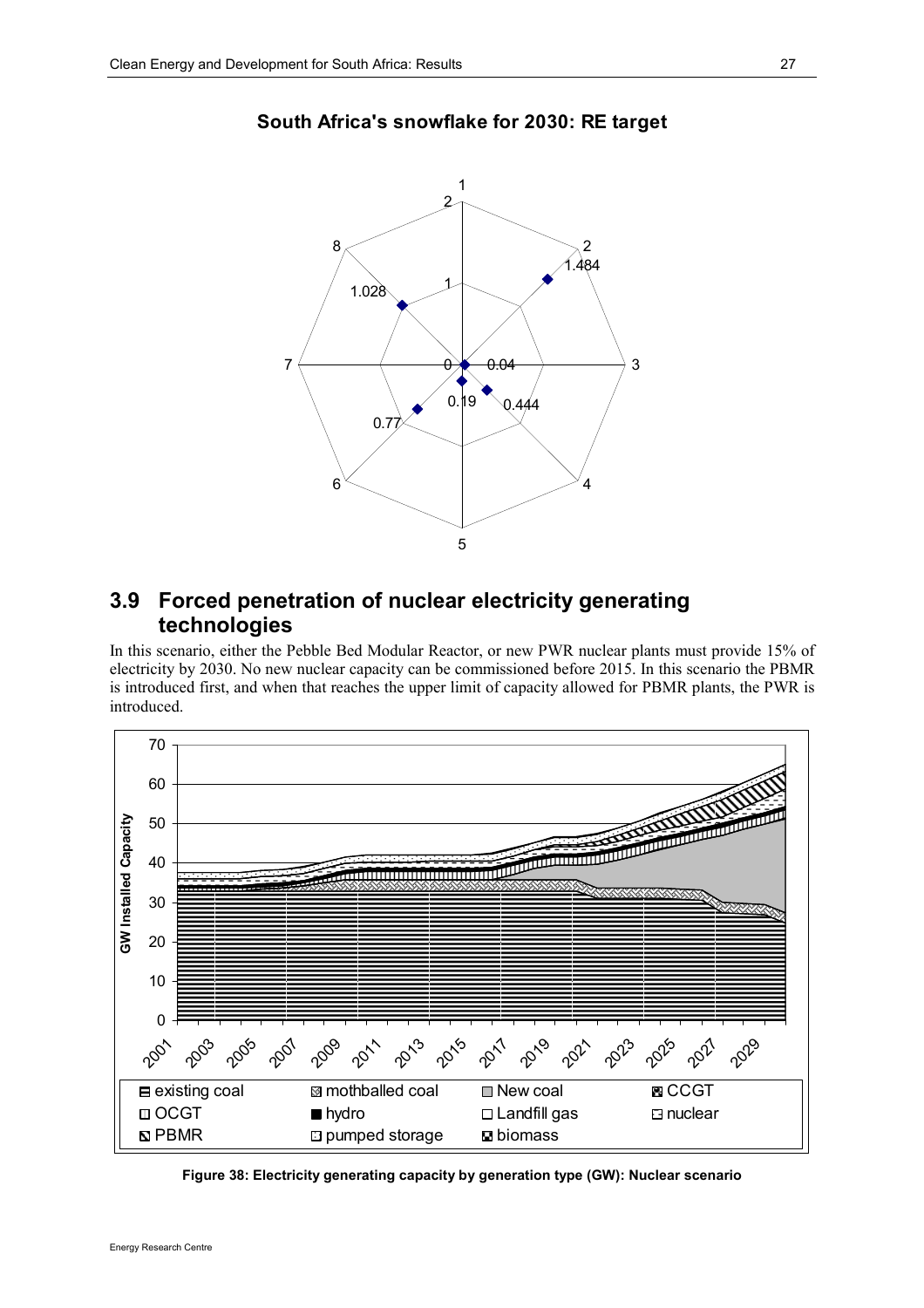**South Africa's snowflake for 2030: RE target**

## 3.9 Forced penetration of nuclear electricity generating technologies

In this scenario, either the Pebble Bed Modular Reactor, or new PWR nuclear plants must provide 15% of electricity by 2030. No new nuclear capacity can be commissioned before 2015. In this scenario the PBMR is introduced first, and when that reaches the upper limit of capacity allowed for PBMR plants, the PWR is introduced.

**Figure 38: Electricity generating capacity by generation type (GW): Nuclear scenario**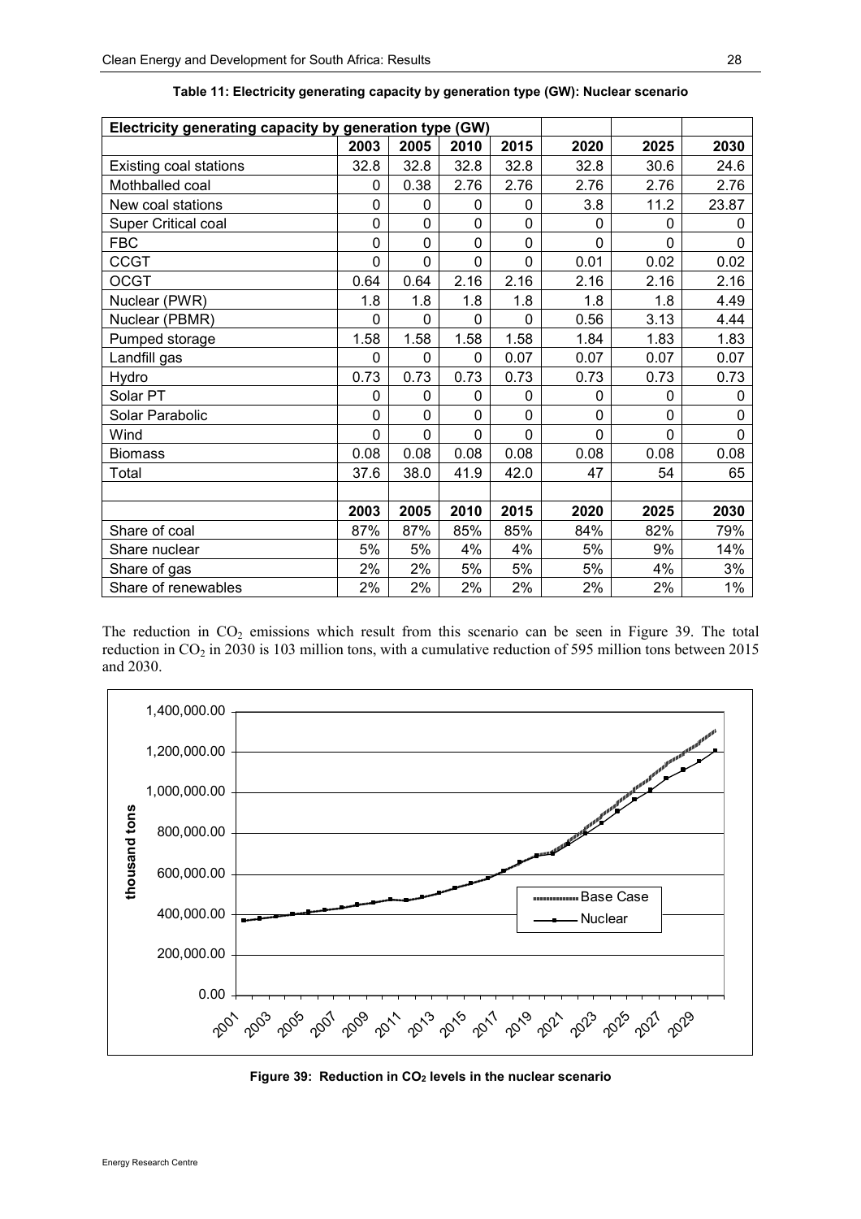**Table 11: Electricity generating capacity by generation type (GW): Nuclear scenario**

| Electricity generating capacity by generation type (GW) | | | | | | | |
|---|---|---|---|---|---|---|---|
| | 2003 | 2005 | 2010 | 2015 | 2020 | 2025 | 2030 |
| Existing coal stations | 32.8 | 32.8 | 32.8 | 32.8 | 32.8 | 30.6 | 24.6 |
| Mothballed coal | 0 | 0.38 | 2.76 | 2.76 | 2.76 | 2.76 | 2.76 |
| New coal stations | 0 | 0 | 0 | 0 | 3.8 | 11.2 | 23.87 |
| Super Critical coal | 0 | 0 | 0 | 0 | 0 | 0 | 0 |
| FBC | 0 | 0 | 0 | 0 | 0 | 0 | 0 |
| CCGT | 0 | 0 | 0 | 0 | 0.01 | 0.02 | 0.02 |
| OCGT | 0.64 | 0.64 | 2.16 | 2.16 | 2.16 | 2.16 | 2.16 |
| Nuclear (PWR) | 1.8 | 1.8 | 1.8 | 1.8 | 1.8 | 1.8 | 4.49 |
| Nuclear (PBMR) | 0 | 0 | 0 | 0 | 0.56 | 3.13 | 4.44 |
| Pumped storage | 1.58 | 1.58 | 1.58 | 1.58 | 1.84 | 1.83 | 1.83 |
| Landfill gas | 0 | 0 | 0 | 0.07 | 0.07 | 0.07 | 0.07 |
| Hydro | 0.73 | 0.73 | 0.73 | 0.73 | 0.73 | 0.73 | 0.73 |
| Solar PT | 0 | 0 | 0 | 0 | 0 | 0 | 0 |
| Solar Parabolic | 0 | 0 | 0 | 0 | 0 | 0 | 0 |
| Wind | 0 | 0 | 0 | 0 | 0 | 0 | 0 |
| Biomass | 0.08 | 0.08 | 0.08 | 0.08 | 0.08 | 0.08 | 0.08 |
| Total | 37.6 | 38.0 | 41.9 | 42.0 | 47 | 54 | 65 |
| | | | | | | | |
| | 2003 | 2005 | 2010 | 2015 | 2020 | 2025 | 2030 |
| Share of coal | 87% | 87% | 85% | 85% | 84% | 82% | 79% |
| Share nuclear | 5% | 5% | 4% | 4% | 5% | 9% | 14% |
| Share of gas | 2% | 2% | 5% | 5% | 5% | 4% | 3% |
| Share of renewables | 2% | 2% | 2% | 2% | 2% | 2% | 1% |

The reduction in $CO_2$ emissions which result from this scenario can be seen in Figure 39. The total reduction in $CO_2$ in 2030 is 103 million tons, with a cumulative reduction of 595 million tons between 2015 and 2030.

**Figure 39: Reduction in $CO_2$ levels in the nuclear scenario**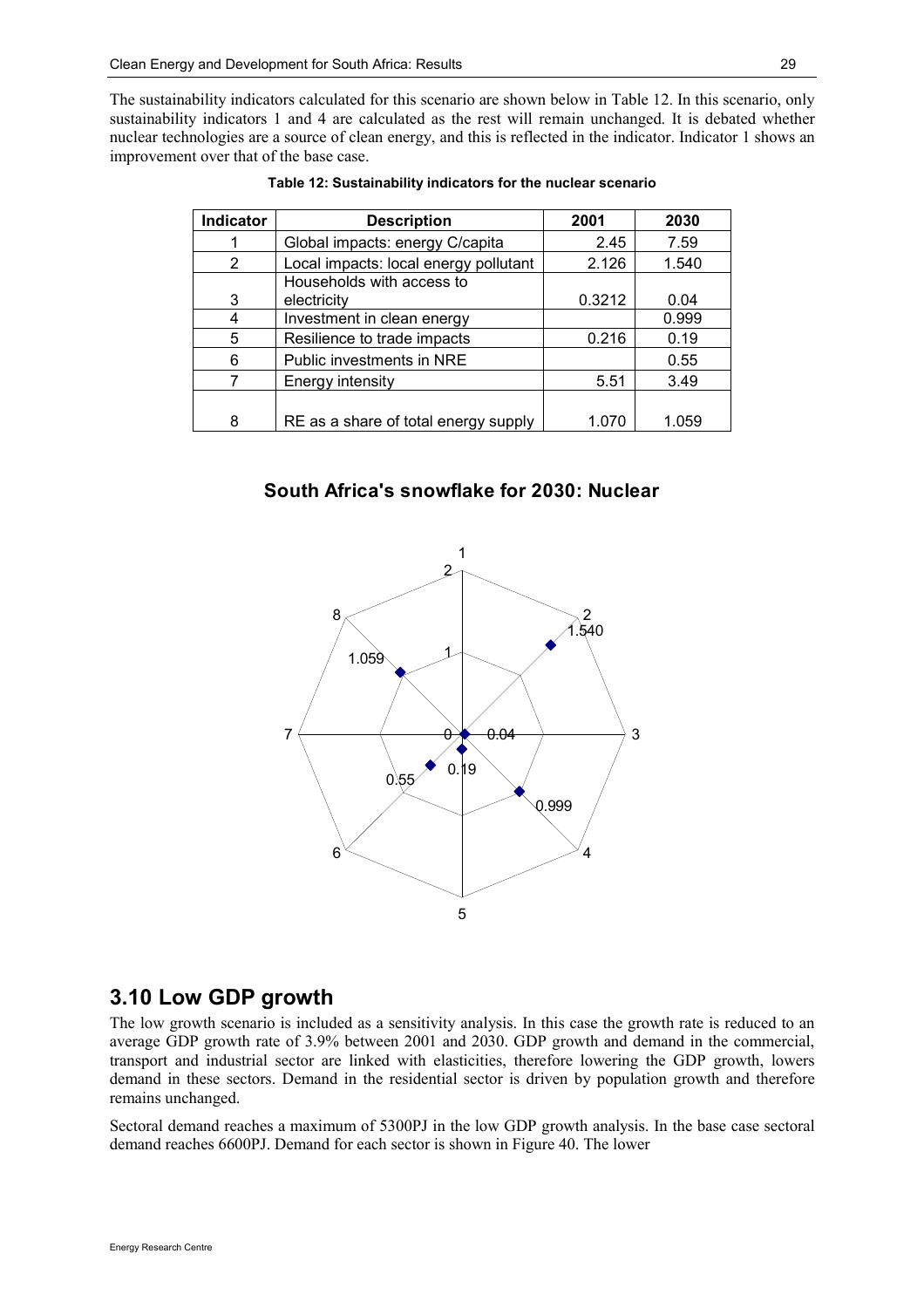The sustainability indicators calculated for this scenario are shown below in Table 12. In this scenario, only sustainability indicators 1 and 4 are calculated as the rest will remain unchanged. It is debated whether nuclear technologies are a source of clean energy, and this is reflected in the indicator. Indicator 1 shows an improvement over that of the base case.

**Table 12: Sustainability indicators for the nuclear scenario**

| Indicator | Description | 2001 | 2030 |
|---|---|---|---|
| 1 | Global impacts: energy C/capita | 2.45 | 7.59 |
| 2 | Local impacts: local energy pollutant | 2.126 | 1.540 |
| 3 | Households with access to electricity | 0.3212 | 0.04 |
| 4 | Investment in clean energy | | 0.999 |
| 5 | Resilience to trade impacts | 0.216 | 0.19 |
| 6 | Public investments in NRE | | 0.55 |
| 7 | Energy intensity | 5.51 | 3.49 |
| 8 | RE as a share of total energy supply | 1.070 | 1.059 |

**South Africa's snowflake for 2030: Nuclear**

## 3.10 Low GDP growth

The low growth scenario is included as a sensitivity analysis. In this case the growth rate is reduced to an average GDP growth rate of 3.9% between 2001 and 2030. GDP growth and demand in the commercial, transport and industrial sector are linked with elasticities, therefore lowering the GDP growth, lowers demand in these sectors. Demand in the residential sector is driven by population growth and therefore remains unchanged.

Sectoral demand reaches a maximum of 5300PJ in the low GDP growth analysis. In the base case sectoral demand reaches 6600PJ. Demand for each sector is shown in Figure 40. The lower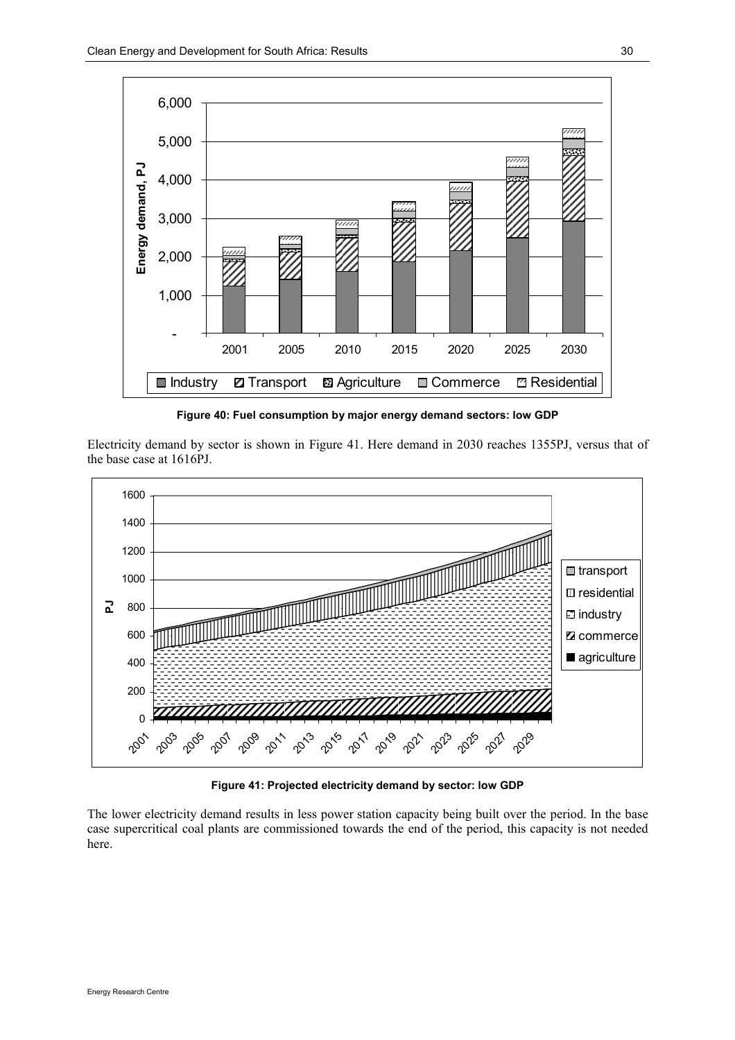Figure 40: Fuel consumption by major energy demand sectors: low GDP

Electricity demand by sector is shown in Figure 41. Here demand in 2030 reaches 1355PJ, versus that of the base case at 1616PJ.

Figure 41: Projected electricity demand by sector: low GDP

The lower electricity demand results in less power station capacity being built over the period. In the base case supercritical coal plants are commissioned towards the end of the period, this capacity is not needed here.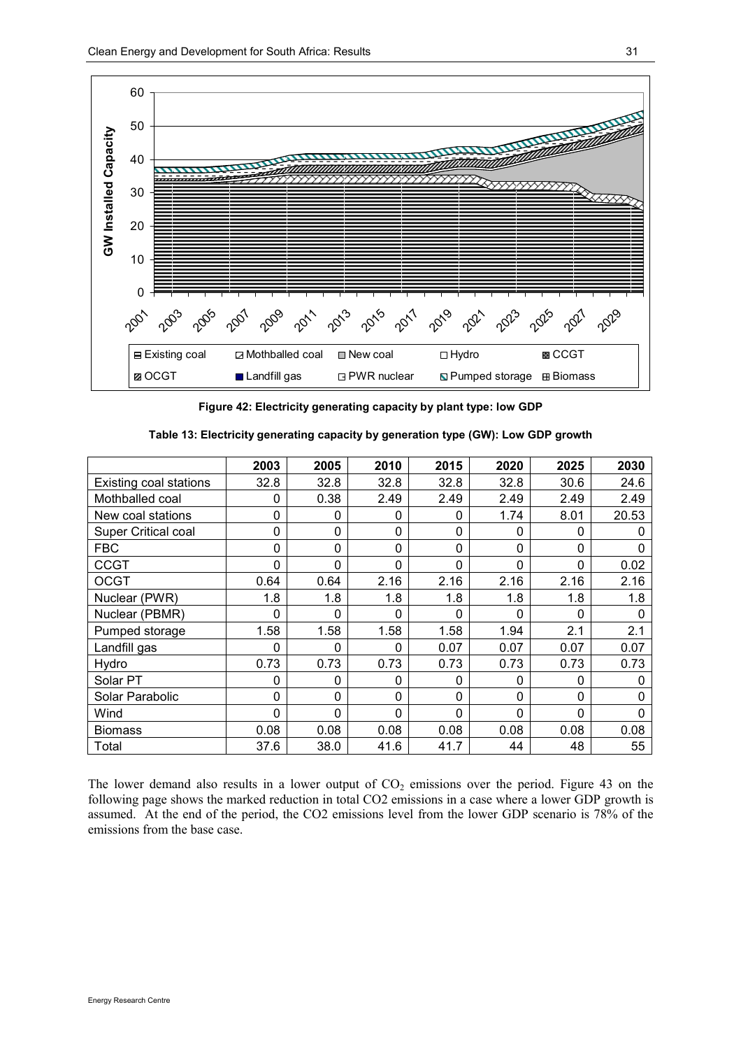Figure 42: Electricity generating capacity by plant type: low GDP

**Table 13: Electricity generating capacity by generation type (GW): Low GDP growth**

| | 2003 | 2005 | 2010 | 2015 | 2020 | 2025 | 2030 |
|---|---|---|---|---|---|---|---|
| Existing coal stations | 32.8 | 32.8 | 32.8 | 32.8 | 32.8 | 30.6 | 24.6 |
| Mothballed coal | 0 | 0.38 | 2.49 | 2.49 | 2.49 | 2.49 | 2.49 |
| New coal stations | 0 | 0 | 0 | 0 | 1.74 | 8.01 | 20.53 |
| Super Critical coal | 0 | 0 | 0 | 0 | 0 | 0 | 0 |
| FBC | 0 | 0 | 0 | 0 | 0 | 0 | 0 |
| CCGT | 0 | 0 | 0 | 0 | 0 | 0 | 0.02 |
| OCGT | 0.64 | 0.64 | 2.16 | 2.16 | 2.16 | 2.16 | 2.16 |
| Nuclear (PWR) | 1.8 | 1.8 | 1.8 | 1.8 | 1.8 | 1.8 | 1.8 |
| Nuclear (PBMR) | 0 | 0 | 0 | 0 | 0 | 0 | 0 |
| Pumped storage | 1.58 | 1.58 | 1.58 | 1.58 | 1.94 | 2.1 | 2.1 |
| Landfill gas | 0 | 0 | 0 | 0.07 | 0.07 | 0.07 | 0.07 |
| Hydro | 0.73 | 0.73 | 0.73 | 0.73 | 0.73 | 0.73 | 0.73 |
| Solar PT | 0 | 0 | 0 | 0 | 0 | 0 | 0 |
| Solar Parabolic | 0 | 0 | 0 | 0 | 0 | 0 | 0 |
| Wind | 0 | 0 | 0 | 0 | 0 | 0 | 0 |
| Biomass | 0.08 | 0.08 | 0.08 | 0.08 | 0.08 | 0.08 | 0.08 |
| Total | 37.6 | 38.0 | 41.6 | 41.7 | 44 | 48 | 55 |

The lower demand also results in a lower output of $CO_2$ emissions over the period. Figure 43 on the following page shows the marked reduction in total CO2 emissions in a case where a lower GDP growth is assumed. At the end of the period, the CO2 emissions level from the lower GDP scenario is 78% of the emissions from the base case.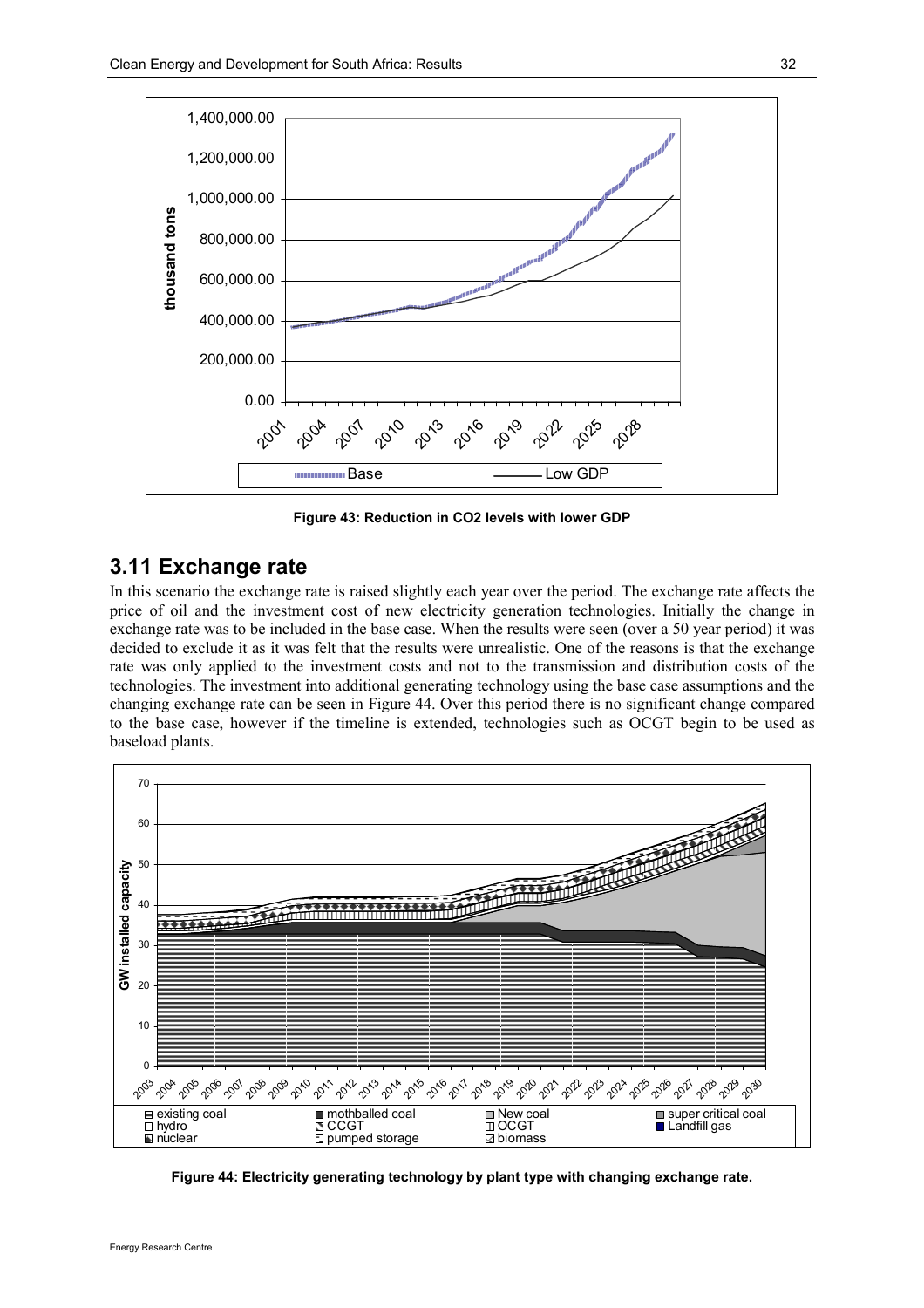Figure 43: Reduction in CO2 levels with lower GDP

## 3.11 Exchange rate

In this scenario the exchange rate is raised slightly each year over the period. The exchange rate affects the price of oil and the investment cost of new electricity generation technologies. Initially the change in exchange rate was to be included in the base case. When the results were seen (over a 50 year period) it was decided to exclude it as it was felt that the results were unrealistic. One of the reasons is that the exchange rate was only applied to the investment costs and not to the transmission and distribution costs of the technologies. The investment into additional generating technology using the base case assumptions and the changing exchange rate can be seen in Figure 44. Over this period there is no significant change compared to the base case, however if the timeline is extended, technologies such as OCGT begin to be used as baseload plants.

Figure 44: Electricity generating technology by plant type with changing exchange rate.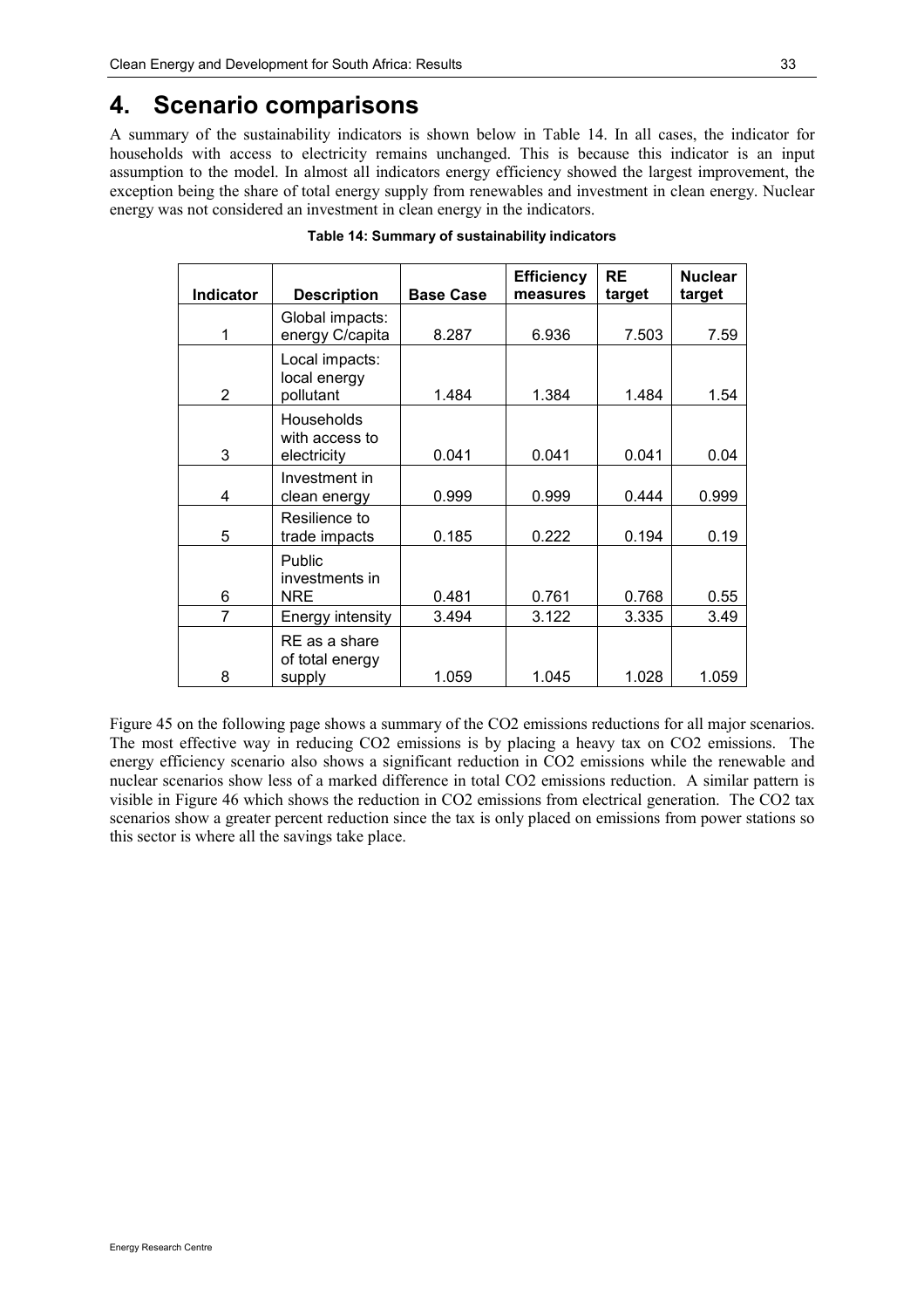# 4. Scenario comparisons

A summary of the sustainability indicators is shown below in Table 14. In all cases, the indicator for households with access to electricity remains unchanged. This is because this indicator is an input assumption to the model. In almost all indicators energy efficiency showed the largest improvement, the exception being the share of total energy supply from renewables and investment in clean energy. Nuclear energy was not considered an investment in clean energy in the indicators.

**Table 14: Summary of sustainability indicators**

| Indicator | Description | Base Case | Efficiency measures | RE target | Nuclear target |
|---|---|---|---|---|---|
| 1 | Global impacts: energy C/capita | 8.287 | 6.936 | 7.503 | 7.59 |
| 2 | Local impacts: local energy pollutant | 1.484 | 1.384 | 1.484 | 1.54 |
| 3 | Households with access to electricity | 0.041 | 0.041 | 0.041 | 0.04 |
| 4 | Investment in clean energy | 0.999 | 0.999 | 0.444 | 0.999 |
| 5 | Resilience to trade impacts | 0.185 | 0.222 | 0.194 | 0.19 |
| 6 | Public investments in NRE | 0.481 | 0.761 | 0.768 | 0.55 |
| 7 | Energy intensity | 3.494 | 3.122 | 3.335 | 3.49 |
| 8 | RE as a share of total energy supply | 1.059 | 1.045 | 1.028 | 1.059 |

Figure 45 on the following page shows a summary of the $CO_2$ emissions reductions for all major scenarios. The most effective way in reducing $CO_2$ emissions is by placing a heavy tax on $CO_2$ emissions. The energy efficiency scenario also shows a significant reduction in $CO_2$ emissions while the renewable and nuclear scenarios show less of a marked difference in total $CO_2$ emissions reduction. A similar pattern is visible in Figure 46 which shows the reduction in $CO_2$ emissions from electrical generation. The $CO_2$ tax scenarios show a greater percent reduction since the tax is only placed on emissions from power stations so this sector is where all the savings take place.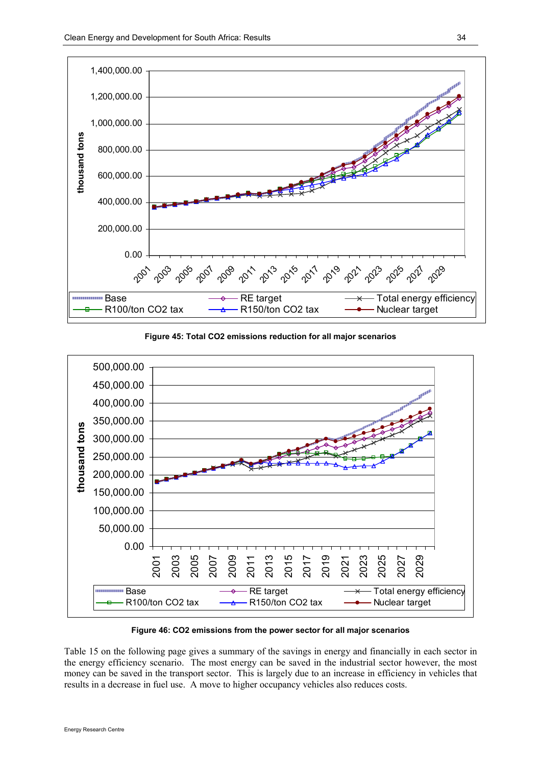**Figure 45: Total CO2 emissions reduction for all major scenarios**

**Figure 46: CO2 emissions from the power sector for all major scenarios**

Table 15 on the following page gives a summary of the savings in energy and financially in each sector in the energy efficiency scenario. The most energy can be saved in the industrial sector however, the most money can be saved in the transport sector. This is largely due to an increase in efficiency in vehicles that results in a decrease in fuel use. A move to higher occupancy vehicles also reduces costs.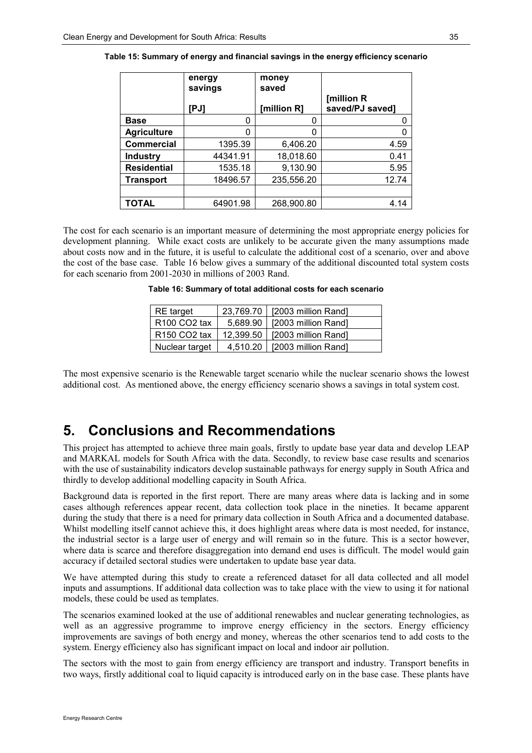**Table 15: Summary of energy and financial savings in the energy efficiency scenario**

| | energy savings [PJ] | money saved [million R] | [million R saved/PJ saved] |
|---|---|---|---|
| **Base** | 0 | 0 | 0 |
| **Agriculture** | 0 | 0 | 0 |
| **Commercial** | 1395.39 | 6,406.20 | 4.59 |
| **Industry** | 44341.91 | 18,018.60 | 0.41 |
| **Residential** | 1535.18 | 9,130.90 | 5.95 |
| **Transport** | 18496.57 | 235,556.20 | 12.74 |
| | | | |
| **TOTAL** | 64901.98 | 268,900.80 | 4.14 |

The cost for each scenario is an important measure of determining the most appropriate energy policies for development planning. While exact costs are unlikely to be accurate given the many assumptions made about costs now and in the future, it is useful to calculate the additional cost of a scenario, over and above the cost of the base case. Table 16 below gives a summary of the additional discounted total system costs for each scenario from 2001-2030 in millions of 2003 Rand.

**Table 16: Summary of total additional costs for each scenario**

| | | |
|---|---|---|
| RE target | 23,769.70 | [2003 million Rand] |
| R100 $CO_2$ tax | 5,689.90 | [2003 million Rand] |
| R150 $CO_2$ tax | 12,399.50 | [2003 million Rand] |
| Nuclear target | 4,510.20 | [2003 million Rand] |

The most expensive scenario is the Renewable target scenario while the nuclear scenario shows the lowest additional cost. As mentioned above, the energy efficiency scenario shows a savings in total system cost.

# 5. Conclusions and Recommendations

This project has attempted to achieve three main goals, firstly to update base year data and develop LEAP and MARKAL models for South Africa with the data. Secondly, to review base case results and scenarios with the use of sustainability indicators develop sustainable pathways for energy supply in South Africa and thirdly to develop additional modelling capacity in South Africa.

Background data is reported in the first report. There are many areas where data is lacking and in some cases although references appear recent, data collection took place in the nineties. It became apparent during the study that there is a need for primary data collection in South Africa and a documented database. Whilst modelling itself cannot achieve this, it does highlight areas where data is most needed, for instance, the industrial sector is a large user of energy and will remain so in the future. This is a sector however, where data is scarce and therefore disaggregation into demand end uses is difficult. The model would gain accuracy if detailed sectoral studies were undertaken to update base year data.

We have attempted during this study to create a referenced dataset for all data collected and all model inputs and assumptions. If additional data collection was to take place with the view to using it for national models, these could be used as templates.

The scenarios examined looked at the use of additional renewables and nuclear generating technologies, as well as an aggressive programme to improve energy efficiency in the sectors. Energy efficiency improvements are savings of both energy and money, whereas the other scenarios tend to add costs to the system. Energy efficiency also has significant impact on local and indoor air pollution.

The sectors with the most to gain from energy efficiency are transport and industry. Transport benefits in two ways, firstly additional coal to liquid capacity is introduced early on in the base case. These plants have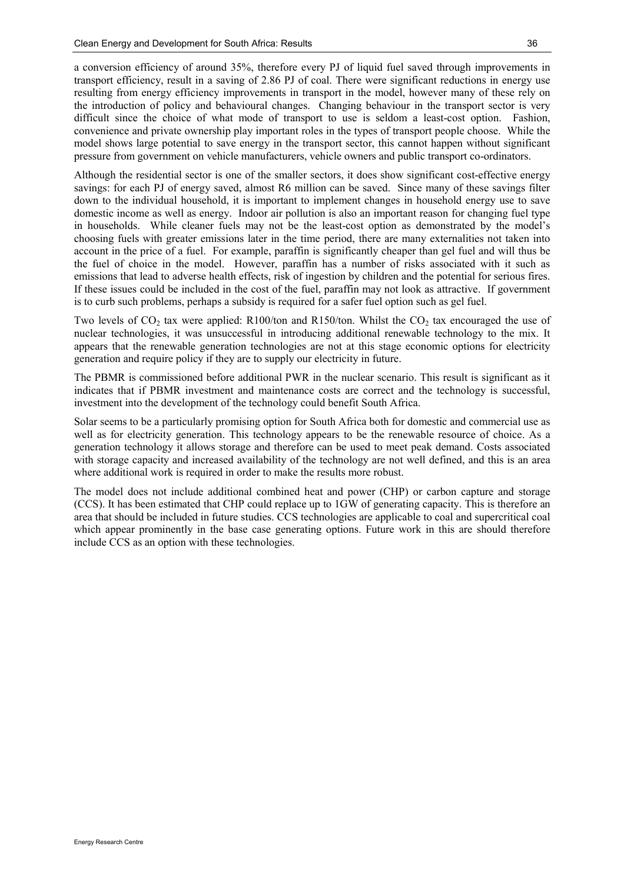a conversion efficiency of around 35%, therefore every PJ of liquid fuel saved through improvements in transport efficiency, result in a saving of 2.86 PJ of coal. There were significant reductions in energy use resulting from energy efficiency improvements in transport in the model, however many of these rely on the introduction of policy and behavioural changes. Changing behaviour in the transport sector is very difficult since the choice of what mode of transport to use is seldom a least-cost option. Fashion, convenience and private ownership play important roles in the types of transport people choose. While the model shows large potential to save energy in the transport sector, this cannot happen without significant pressure from government on vehicle manufacturers, vehicle owners and public transport co-ordinators.

Although the residential sector is one of the smaller sectors, it does show significant cost-effective energy savings: for each PJ of energy saved, almost R6 million can be saved. Since many of these savings filter down to the individual household, it is important to implement changes in household energy use to save domestic income as well as energy. Indoor air pollution is also an important reason for changing fuel type in households. While cleaner fuels may not be the least-cost option as demonstrated by the model's choosing fuels with greater emissions later in the time period, there are many externalities not taken into account in the price of a fuel. For example, paraffin is significantly cheaper than gel fuel and will thus be the fuel of choice in the model. However, paraffin has a number of risks associated with it such as emissions that lead to adverse health effects, risk of ingestion by children and the potential for serious fires. If these issues could be included in the cost of the fuel, paraffin may not look as attractive. If government is to curb such problems, perhaps a subsidy is required for a safer fuel option such as gel fuel.

Two levels of $CO_2$ tax were applied: R100/ton and R150/ton. Whilst the $CO_2$ tax encouraged the use of nuclear technologies, it was unsuccessful in introducing additional renewable technology to the mix. It appears that the renewable generation technologies are not at this stage economic options for electricity generation and require policy if they are to supply our electricity in future.

The PBMR is commissioned before additional PWR in the nuclear scenario. This result is significant as it indicates that if PBMR investment and maintenance costs are correct and the technology is successful, investment into the development of the technology could benefit South Africa.

Solar seems to be a particularly promising option for South Africa both for domestic and commercial use as well as for electricity generation. This technology appears to be the renewable resource of choice. As a generation technology it allows storage and therefore can be used to meet peak demand. Costs associated with storage capacity and increased availability of the technology are not well defined, and this is an area where additional work is required in order to make the results more robust.

The model does not include additional combined heat and power (CHP) or carbon capture and storage (CCS). It has been estimated that CHP could replace up to 1GW of generating capacity. This is therefore an area that should be included in future studies. CCS technologies are applicable to coal and supercritical coal which appear prominently in the base case generating options. Future work in this are should therefore include CCS as an option with these technologies.